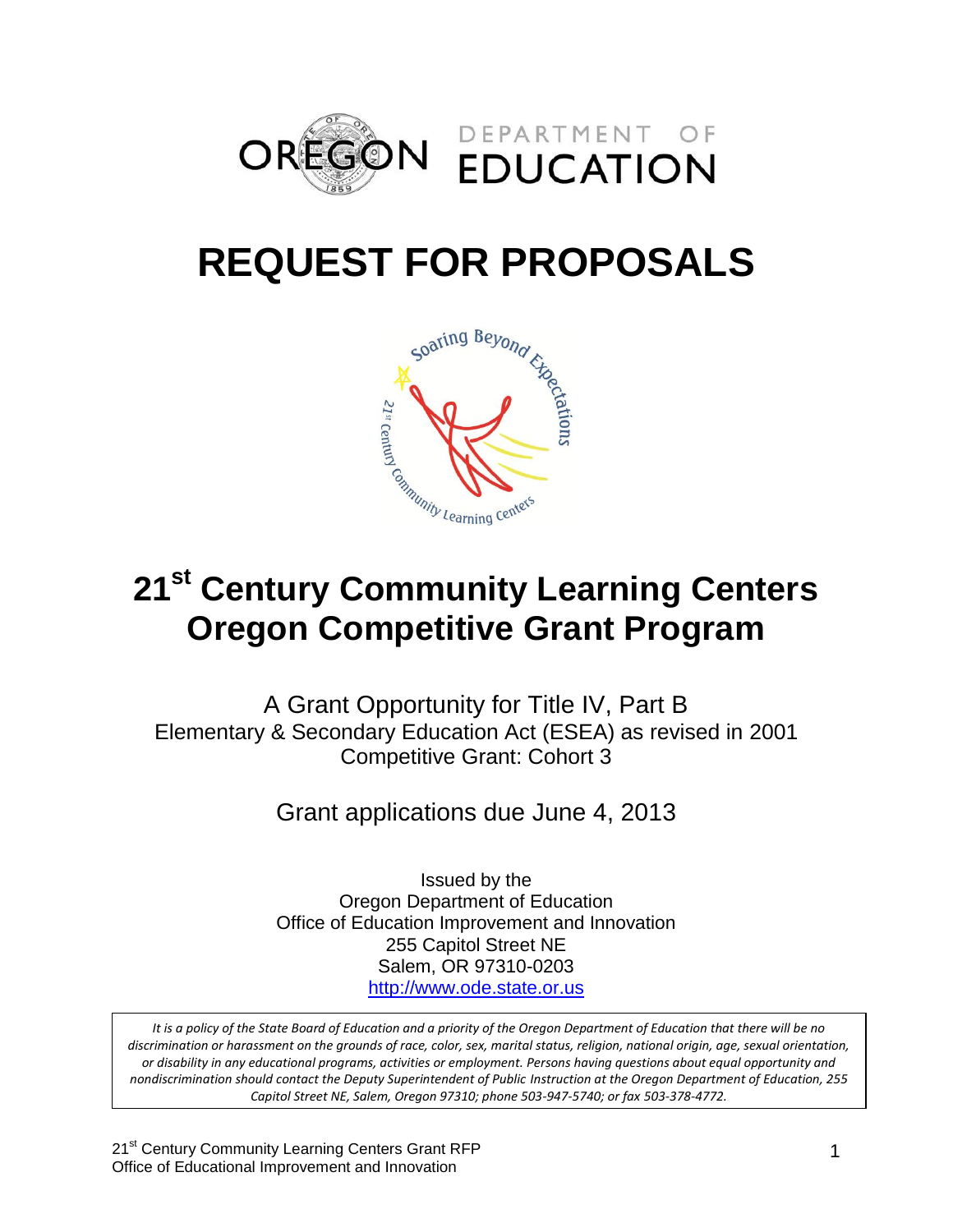OREGON DEPARTMENT OF EDUCATION

# REQUEST FOR PROPOSALS

# 21st Century Community Learning Centers Oregon Competitive Grant Program

A Grant Opportunity for Title IV, Part B
Elementary & Secondary Education Act (ESEA) as revised in 2001
Competitive Grant: Cohort 3

Grant applications due June 4, 2013

Issued by the
Oregon Department of Education
Office of Education Improvement and Innovation
255 Capitol Street NE
Salem, OR 97310-0203
http://www.ode.state.or.us

*It is a policy of the State Board of Education and a priority of the Oregon Department of Education that there will be no discrimination or harassment on the grounds of race, color, sex, marital status, religion, national origin, age, sexual orientation, or disability in any educational programs, activities or employment. Persons having questions about equal opportunity and nondiscrimination should contact the Deputy Superintendent of Public Instruction at the Oregon Department of Education, 255 Capitol Street NE, Salem, Oregon 97310; phone 503-947-5740; or fax 503-378-4772.*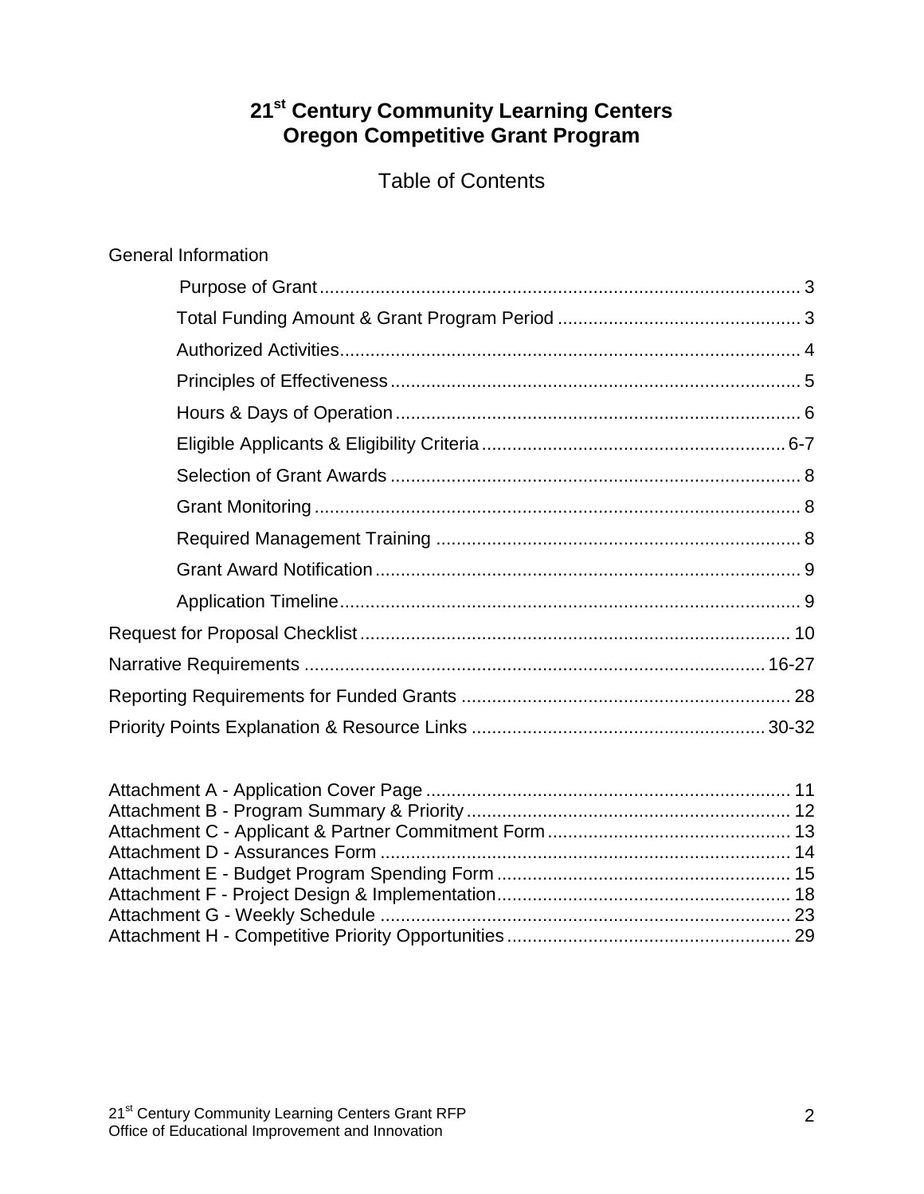# 21st Century Community Learning Centers Oregon Competitive Grant Program

## Table of Contents

General Information

- Purpose of Grant .......... 3
- Total Funding Amount & Grant Program Period .......... 3
- Authorized Activities .......... 4
- Principles of Effectiveness .......... 5
- Hours & Days of Operation .......... 6
- Eligible Applicants & Eligibility Criteria .......... 6-7
- Selection of Grant Awards .......... 8
- Grant Monitoring .......... 8
- Required Management Training .......... 8
- Grant Award Notification .......... 9
- Application Timeline .......... 9

Request for Proposal Checklist .......... 10

Narrative Requirements .......... 16-27

Reporting Requirements for Funded Grants .......... 28

Priority Points Explanation & Resource Links .......... 30-32

Attachment A - Application Cover Page .......... 11
Attachment B - Program Summary & Priority .......... 12
Attachment C - Applicant & Partner Commitment Form .......... 13
Attachment D - Assurances Form .......... 14
Attachment E - Budget Program Spending Form .......... 15
Attachment F - Project Design & Implementation .......... 18
Attachment G - Weekly Schedule .......... 23
Attachment H - Competitive Priority Opportunities .......... 29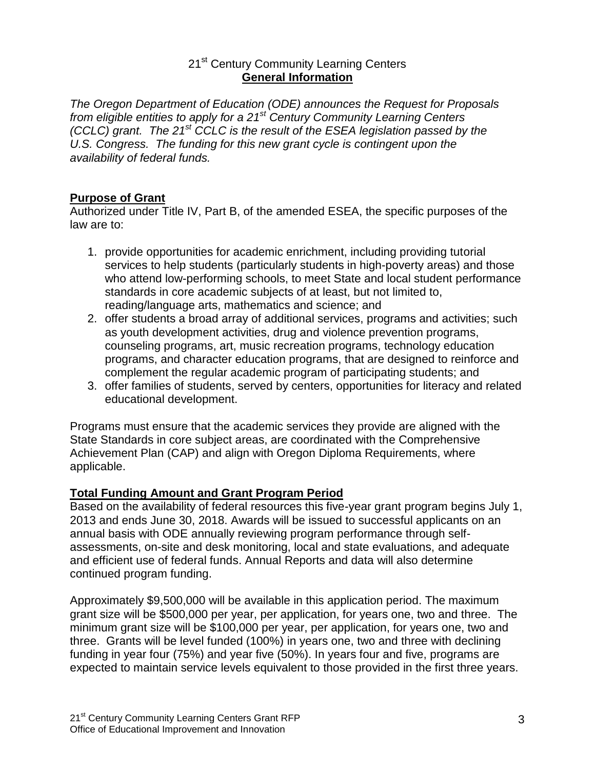21st Century Community Learning Centers

## General Information

*The Oregon Department of Education (ODE) announces the Request for Proposals from eligible entities to apply for a 21st Century Community Learning Centers (CCLC) grant. The 21st CCLC is the result of the ESEA legislation passed by the U.S. Congress. The funding for this new grant cycle is contingent upon the availability of federal funds.*

### Purpose of Grant

Authorized under Title IV, Part B, of the amended ESEA, the specific purposes of the law are to:

1. provide opportunities for academic enrichment, including providing tutorial services to help students (particularly students in high-poverty areas) and those who attend low-performing schools, to meet State and local student performance standards in core academic subjects of at least, but not limited to, reading/language arts, mathematics and science; and
2. offer students a broad array of additional services, programs and activities; such as youth development activities, drug and violence prevention programs, counseling programs, art, music recreation programs, technology education programs, and character education programs, that are designed to reinforce and complement the regular academic program of participating students; and
3. offer families of students, served by centers, opportunities for literacy and related educational development.

Programs must ensure that the academic services they provide are aligned with the State Standards in core subject areas, are coordinated with the Comprehensive Achievement Plan (CAP) and align with Oregon Diploma Requirements, where applicable.

### Total Funding Amount and Grant Program Period

Based on the availability of federal resources this five-year grant program begins July 1, 2013 and ends June 30, 2018. Awards will be issued to successful applicants on an annual basis with ODE annually reviewing program performance through self-assessments, on-site and desk monitoring, local and state evaluations, and adequate and efficient use of federal funds. Annual Reports and data will also determine continued program funding.

Approximately $9,500,000 will be available in this application period. The maximum grant size will be $500,000 per year, per application, for years one, two and three. The minimum grant size will be $100,000 per year, per application, for years one, two and three. Grants will be level funded (100%) in years one, two and three with declining funding in year four (75%) and year five (50%). In years four and five, programs are expected to maintain service levels equivalent to those provided in the first three years.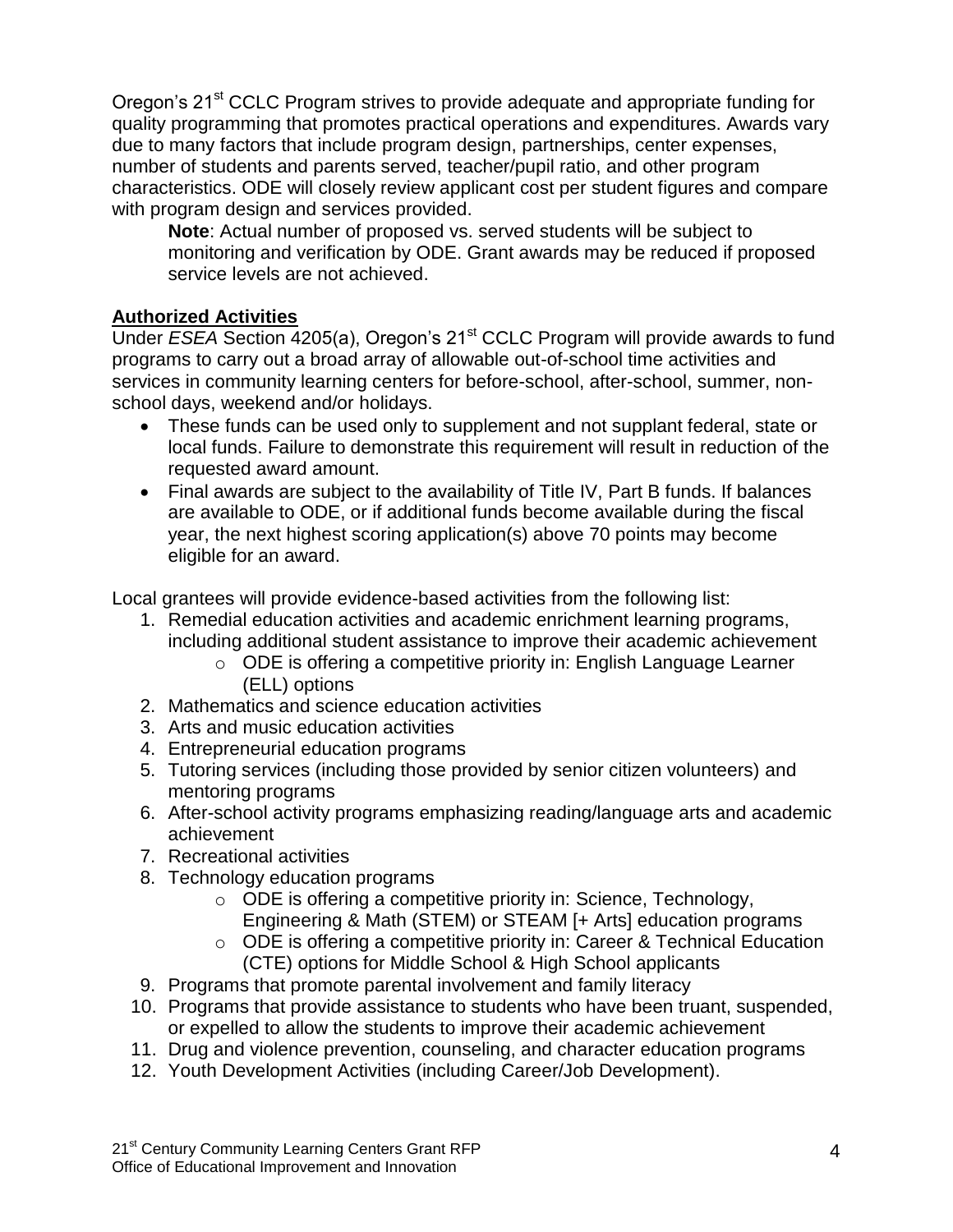Oregon's 21st CCLC Program strives to provide adequate and appropriate funding for quality programming that promotes practical operations and expenditures. Awards vary due to many factors that include program design, partnerships, center expenses, number of students and parents served, teacher/pupil ratio, and other program characteristics. ODE will closely review applicant cost per student figures and compare with program design and services provided.

> **Note**: Actual number of proposed vs. served students will be subject to monitoring and verification by ODE. Grant awards may be reduced if proposed service levels are not achieved.

**Authorized Activities**

Under *ESEA* Section 4205(a), Oregon's 21st CCLC Program will provide awards to fund programs to carry out a broad array of allowable out-of-school time activities and services in community learning centers for before-school, after-school, summer, non-school days, weekend and/or holidays.

- These funds can be used only to supplement and not supplant federal, state or local funds. Failure to demonstrate this requirement will result in reduction of the requested award amount.
- Final awards are subject to the availability of Title IV, Part B funds. If balances are available to ODE, or if additional funds become available during the fiscal year, the next highest scoring application(s) above 70 points may become eligible for an award.

Local grantees will provide evidence-based activities from the following list:

1. Remedial education activities and academic enrichment learning programs, including additional student assistance to improve their academic achievement
   - ODE is offering a competitive priority in: English Language Learner (ELL) options
2. Mathematics and science education activities
3. Arts and music education activities
4. Entrepreneurial education programs
5. Tutoring services (including those provided by senior citizen volunteers) and mentoring programs
6. After-school activity programs emphasizing reading/language arts and academic achievement
7. Recreational activities
8. Technology education programs
   - ODE is offering a competitive priority in: Science, Technology, Engineering & Math (STEM) or STEAM [+ Arts] education programs
   - ODE is offering a competitive priority in: Career & Technical Education (CTE) options for Middle School & High School applicants
9. Programs that promote parental involvement and family literacy
10. Programs that provide assistance to students who have been truant, suspended, or expelled to allow the students to improve their academic achievement
11. Drug and violence prevention, counseling, and character education programs
12. Youth Development Activities (including Career/Job Development).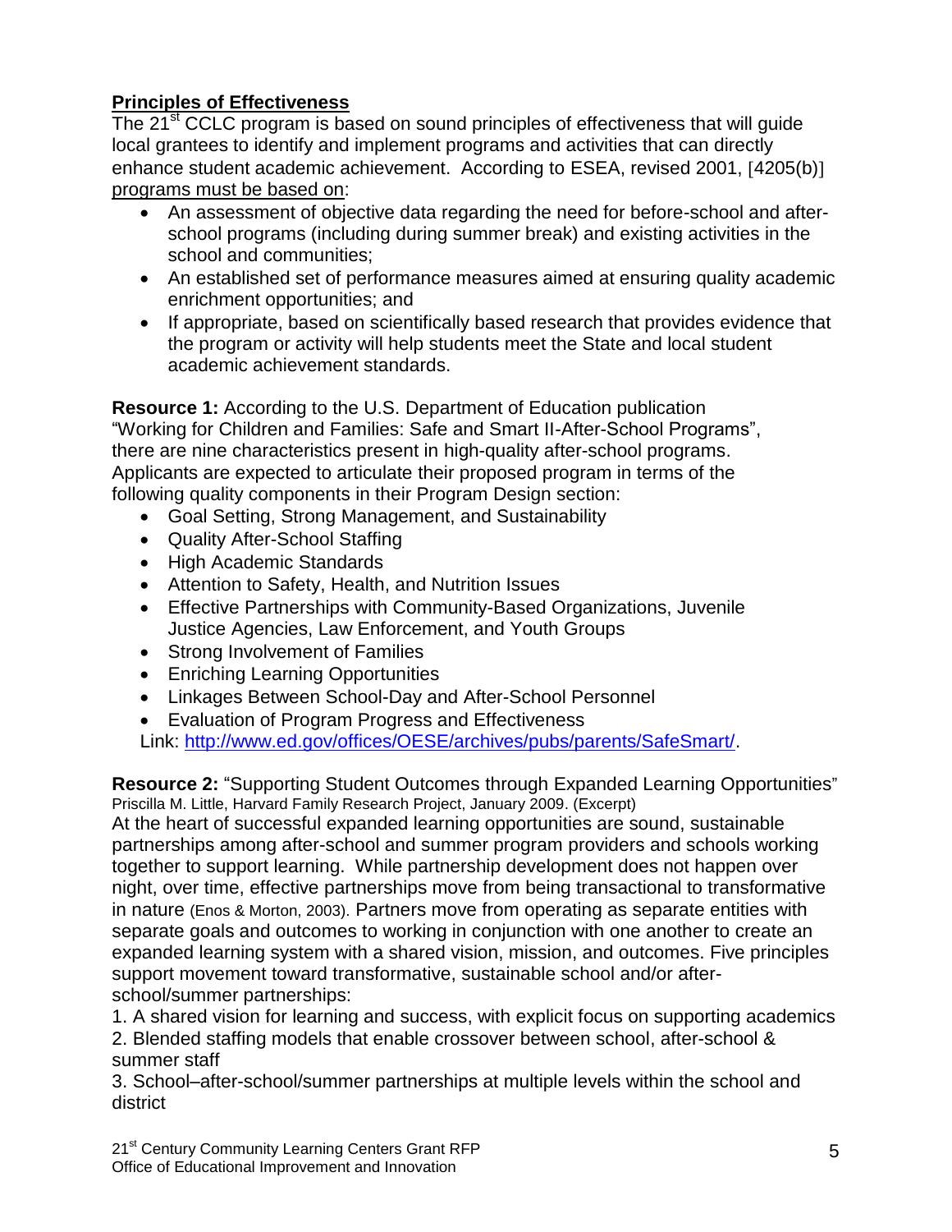## Principles of Effectiveness

The 21st CCLC program is based on sound principles of effectiveness that will guide local grantees to identify and implement programs and activities that can directly enhance student academic achievement. According to ESEA, revised 2001, [4205(b)] programs must be based on:

- An assessment of objective data regarding the need for before-school and after-school programs (including during summer break) and existing activities in the school and communities;
- An established set of performance measures aimed at ensuring quality academic enrichment opportunities; and
- If appropriate, based on scientifically based research that provides evidence that the program or activity will help students meet the State and local student academic achievement standards.

**Resource 1:** According to the U.S. Department of Education publication "Working for Children and Families: Safe and Smart II-After-School Programs", there are nine characteristics present in high-quality after-school programs. Applicants are expected to articulate their proposed program in terms of the following quality components in their Program Design section:

- Goal Setting, Strong Management, and Sustainability
- Quality After-School Staffing
- High Academic Standards
- Attention to Safety, Health, and Nutrition Issues
- Effective Partnerships with Community-Based Organizations, Juvenile Justice Agencies, Law Enforcement, and Youth Groups
- Strong Involvement of Families
- Enriching Learning Opportunities
- Linkages Between School-Day and After-School Personnel
- Evaluation of Program Progress and Effectiveness

Link: http://www.ed.gov/offices/OESE/archives/pubs/parents/SafeSmart/.

**Resource 2:** "Supporting Student Outcomes through Expanded Learning Opportunities" Priscilla M. Little, Harvard Family Research Project, January 2009. (Excerpt)

At the heart of successful expanded learning opportunities are sound, sustainable partnerships among after-school and summer program providers and schools working together to support learning. While partnership development does not happen over night, over time, effective partnerships move from being transactional to transformative in nature (Enos & Morton, 2003). Partners move from operating as separate entities with separate goals and outcomes to working in conjunction with one another to create an expanded learning system with a shared vision, mission, and outcomes. Five principles support movement toward transformative, sustainable school and/or after-school/summer partnerships:

1. A shared vision for learning and success, with explicit focus on supporting academics
2. Blended staffing models that enable crossover between school, after-school & summer staff
3. School–after-school/summer partnerships at multiple levels within the school and district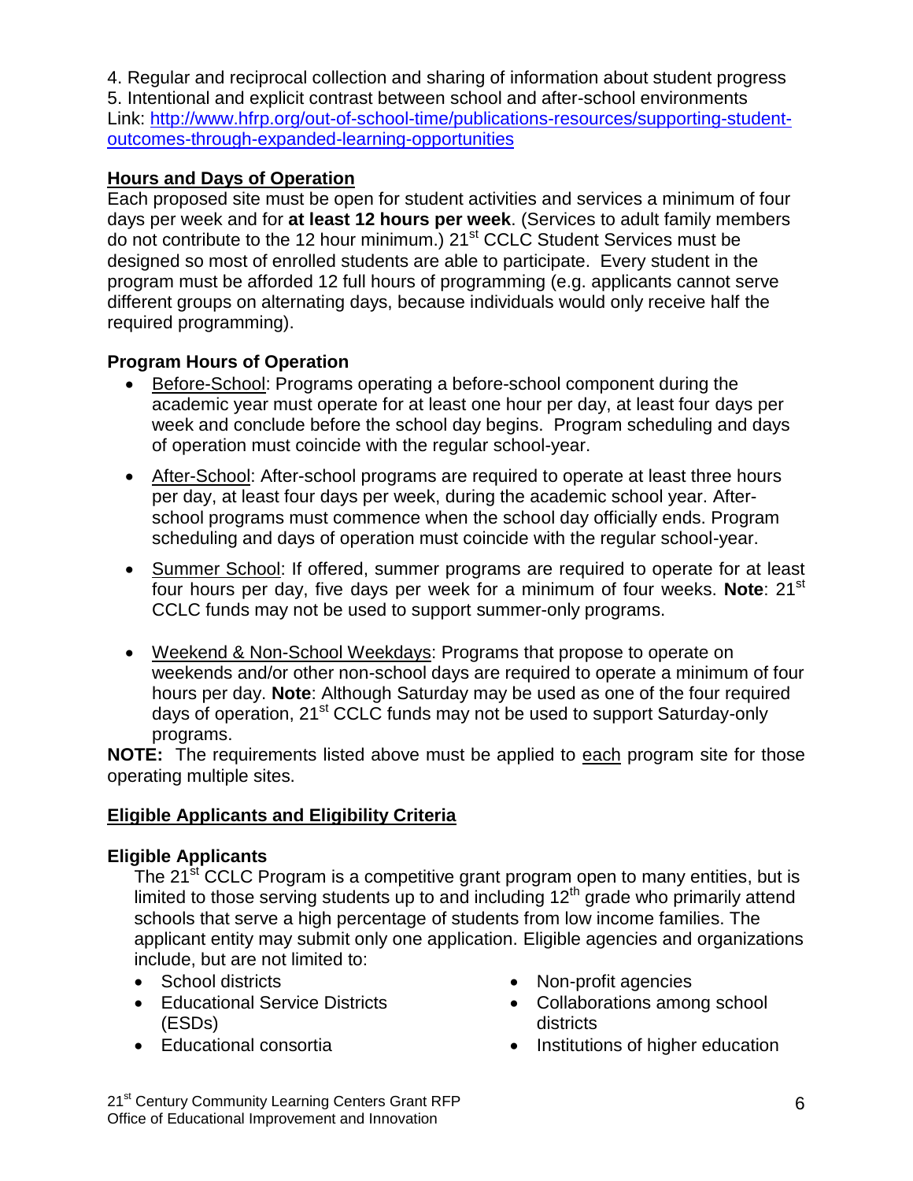4. Regular and reciprocal collection and sharing of information about student progress
5. Intentional and explicit contrast between school and after-school environments
Link: http://www.hfrp.org/out-of-school-time/publications-resources/supporting-student-outcomes-through-expanded-learning-opportunities

## Hours and Days of Operation

Each proposed site must be open for student activities and services a minimum of four days per week and for **at least 12 hours per week**. (Services to adult family members do not contribute to the 12 hour minimum.) 21st CCLC Student Services must be designed so most of enrolled students are able to participate. Every student in the program must be afforded 12 full hours of programming (e.g. applicants cannot serve different groups on alternating days, because individuals would only receive half the required programming).

### Program Hours of Operation

- Before-School: Programs operating a before-school component during the academic year must operate for at least one hour per day, at least four days per week and conclude before the school day begins. Program scheduling and days of operation must coincide with the regular school-year.
- After-School: After-school programs are required to operate at least three hours per day, at least four days per week, during the academic school year. After-school programs must commence when the school day officially ends. Program scheduling and days of operation must coincide with the regular school-year.
- Summer School: If offered, summer programs are required to operate for at least four hours per day, five days per week for a minimum of four weeks. **Note**: 21st CCLC funds may not be used to support summer-only programs.
- Weekend & Non-School Weekdays: Programs that propose to operate on weekends and/or other non-school days are required to operate a minimum of four hours per day. **Note**: Although Saturday may be used as one of the four required days of operation, 21st CCLC funds may not be used to support Saturday-only programs.

**NOTE:** The requirements listed above must be applied to each program site for those operating multiple sites.

## Eligible Applicants and Eligibility Criteria

### Eligible Applicants

The 21st CCLC Program is a competitive grant program open to many entities, but is limited to those serving students up to and including 12th grade who primarily attend schools that serve a high percentage of students from low income families. The applicant entity may submit only one application. Eligible agencies and organizations include, but are not limited to:

- School districts
- Educational Service Districts (ESDs)
- Educational consortia
- Non-profit agencies
- Collaborations among school districts
- Institutions of higher education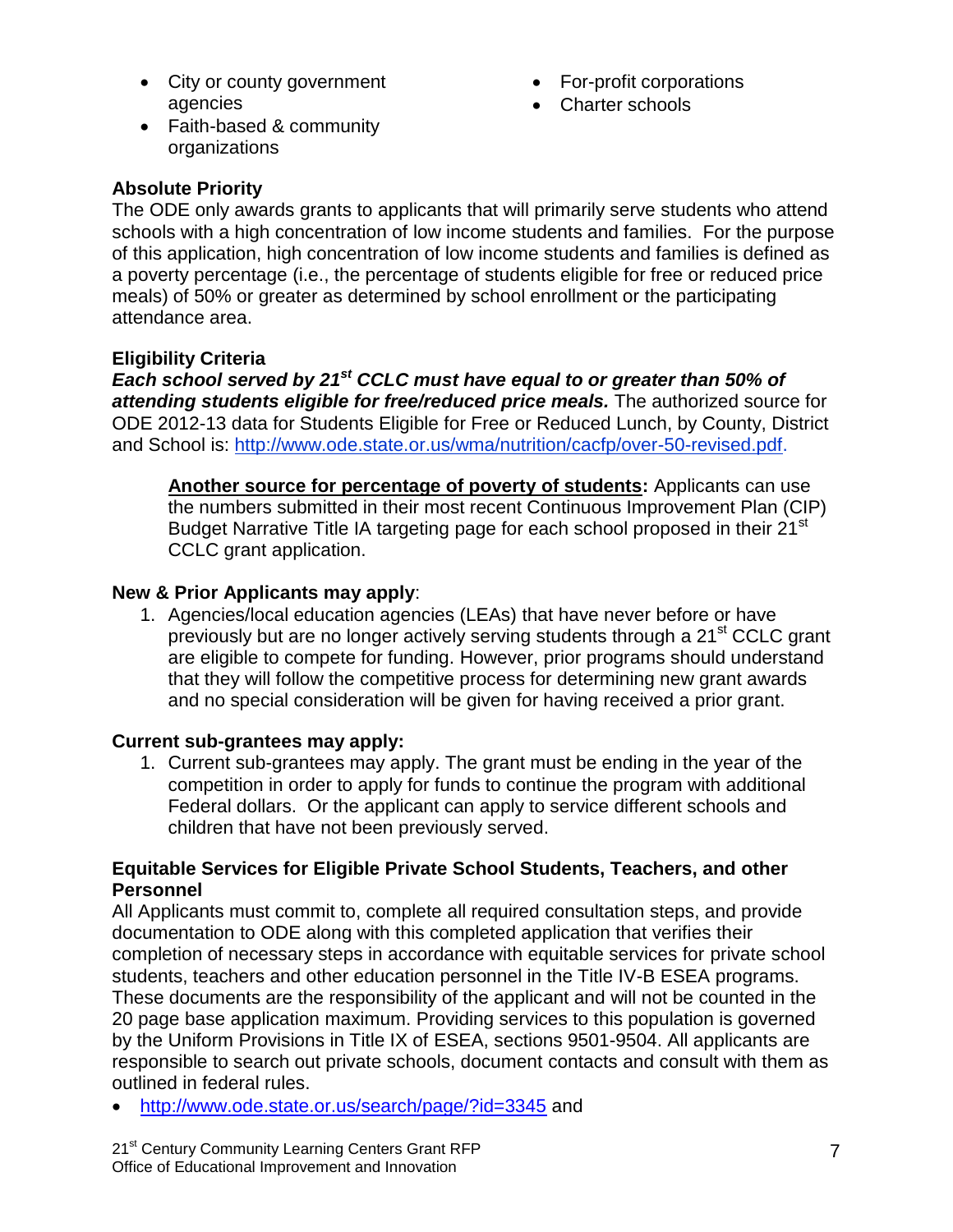- City or county government agencies
- Faith-based & community organizations
- For-profit corporations
- Charter schools

**Absolute Priority**
The ODE only awards grants to applicants that will primarily serve students who attend schools with a high concentration of low income students and families. For the purpose of this application, high concentration of low income students and families is defined as a poverty percentage (i.e., the percentage of students eligible for free or reduced price meals) of 50% or greater as determined by school enrollment or the participating attendance area.

**Eligibility Criteria**
***Each school served by 21st CCLC must have equal to or greater than 50% of attending students eligible for free/reduced price meals.*** The authorized source for ODE 2012-13 data for Students Eligible for Free or Reduced Lunch, by County, District and School is: http://www.ode.state.or.us/wma/nutrition/cacfp/over-50-revised.pdf.

> **Another source for percentage of poverty of students:** Applicants can use the numbers submitted in their most recent Continuous Improvement Plan (CIP) Budget Narrative Title IA targeting page for each school proposed in their 21st CCLC grant application.

**New & Prior Applicants may apply**:

1. Agencies/local education agencies (LEAs) that have never before or have previously but are no longer actively serving students through a 21st CCLC grant are eligible to compete for funding. However, prior programs should understand that they will follow the competitive process for determining new grant awards and no special consideration will be given for having received a prior grant.

**Current sub-grantees may apply:**

1. Current sub-grantees may apply. The grant must be ending in the year of the competition in order to apply for funds to continue the program with additional Federal dollars. Or the applicant can apply to service different schools and children that have not been previously served.

**Equitable Services for Eligible Private School Students, Teachers, and other Personnel**
All Applicants must commit to, complete all required consultation steps, and provide documentation to ODE along with this completed application that verifies their completion of necessary steps in accordance with equitable services for private school students, teachers and other education personnel in the Title IV-B ESEA programs. These documents are the responsibility of the applicant and will not be counted in the 20 page base application maximum. Providing services to this population is governed by the Uniform Provisions in Title IX of ESEA, sections 9501-9504. All applicants are responsible to search out private schools, document contacts and consult with them as outlined in federal rules.

- http://www.ode.state.or.us/search/page/?id=3345 and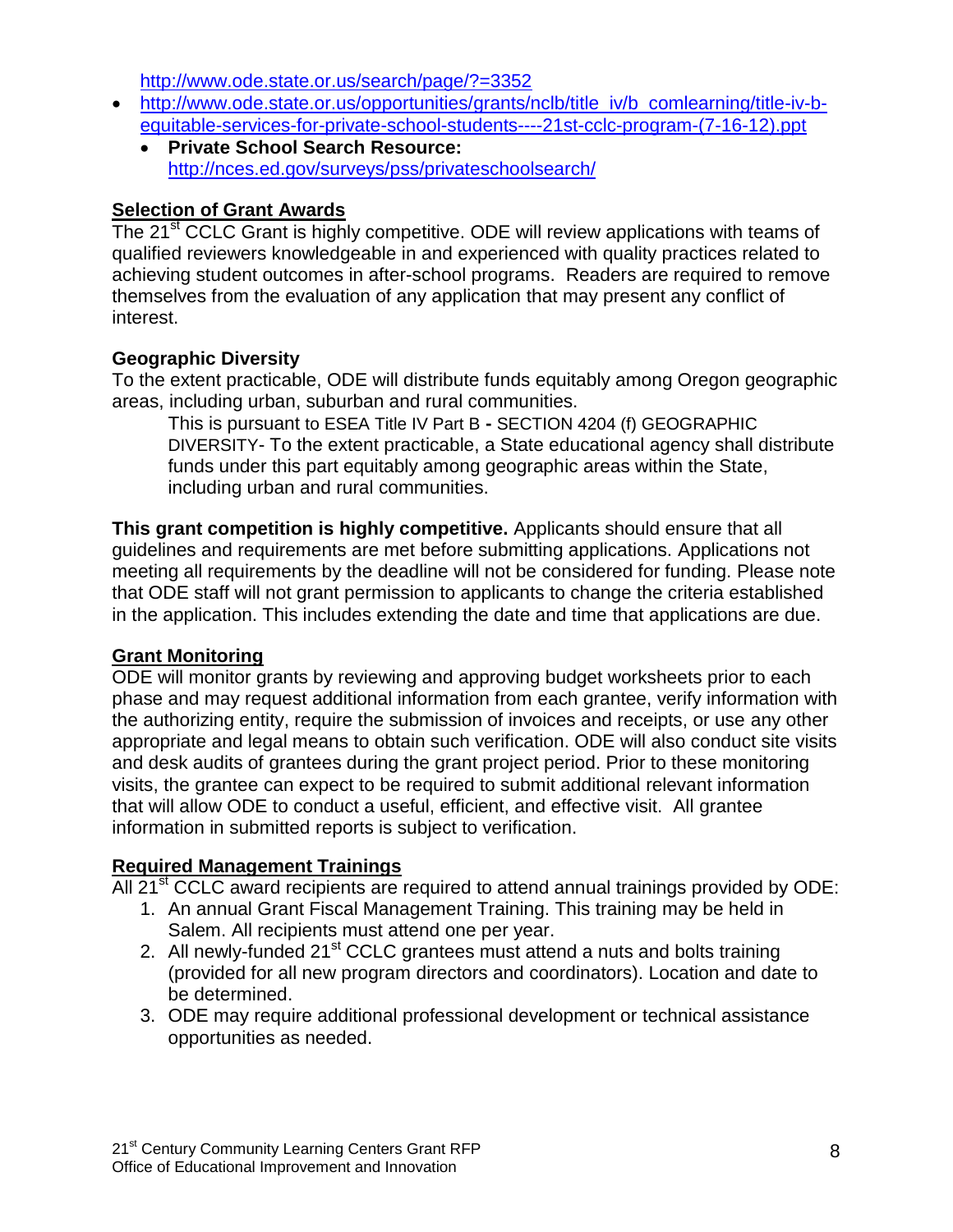http://www.ode.state.or.us/search/page/?=3352

- http://www.ode.state.or.us/opportunities/grants/nclb/title_iv/b_comlearning/title-iv-b-equitable-services-for-private-school-students----21st-cclc-program-(7-16-12).ppt
    - **Private School Search Resource:** http://nces.ed.gov/surveys/pss/privateschoolsearch/

## Selection of Grant Awards

The 21st CCLC Grant is highly competitive. ODE will review applications with teams of qualified reviewers knowledgeable in and experienced with quality practices related to achieving student outcomes in after-school programs. Readers are required to remove themselves from the evaluation of any application that may present any conflict of interest.

### Geographic Diversity

To the extent practicable, ODE will distribute funds equitably among Oregon geographic areas, including urban, suburban and rural communities.

> This is pursuant to ESEA Title IV Part B **-** SECTION 4204 (f) GEOGRAPHIC DIVERSITY- To the extent practicable, a State educational agency shall distribute funds under this part equitably among geographic areas within the State, including urban and rural communities.

**This grant competition is highly competitive.** Applicants should ensure that all guidelines and requirements are met before submitting applications. Applications not meeting all requirements by the deadline will not be considered for funding. Please note that ODE staff will not grant permission to applicants to change the criteria established in the application. This includes extending the date and time that applications are due.

## Grant Monitoring

ODE will monitor grants by reviewing and approving budget worksheets prior to each phase and may request additional information from each grantee, verify information with the authorizing entity, require the submission of invoices and receipts, or use any other appropriate and legal means to obtain such verification. ODE will also conduct site visits and desk audits of grantees during the grant project period. Prior to these monitoring visits, the grantee can expect to be required to submit additional relevant information that will allow ODE to conduct a useful, efficient, and effective visit. All grantee information in submitted reports is subject to verification.

## Required Management Trainings

All 21st CCLC award recipients are required to attend annual trainings provided by ODE:

1. An annual Grant Fiscal Management Training. This training may be held in Salem. All recipients must attend one per year.
2. All newly-funded 21st CCLC grantees must attend a nuts and bolts training (provided for all new program directors and coordinators). Location and date to be determined.
3. ODE may require additional professional development or technical assistance opportunities as needed.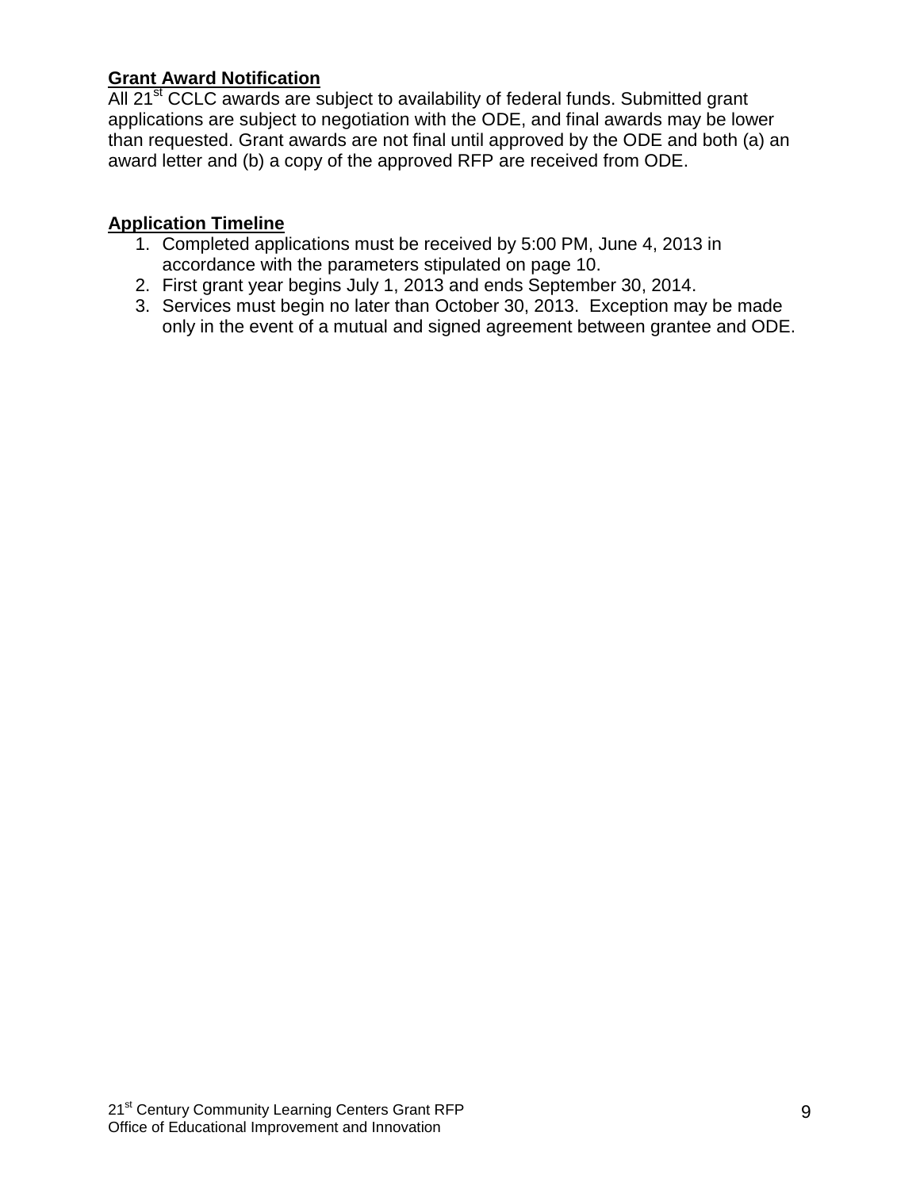**Grant Award Notification**

All 21st CCLC awards are subject to availability of federal funds. Submitted grant applications are subject to negotiation with the ODE, and final awards may be lower than requested. Grant awards are not final until approved by the ODE and both (a) an award letter and (b) a copy of the approved RFP are received from ODE.

**Application Timeline**

1. Completed applications must be received by 5:00 PM, June 4, 2013 in accordance with the parameters stipulated on page 10.
2. First grant year begins July 1, 2013 and ends September 30, 2014.
3. Services must begin no later than October 30, 2013. Exception may be made only in the event of a mutual and signed agreement between grantee and ODE.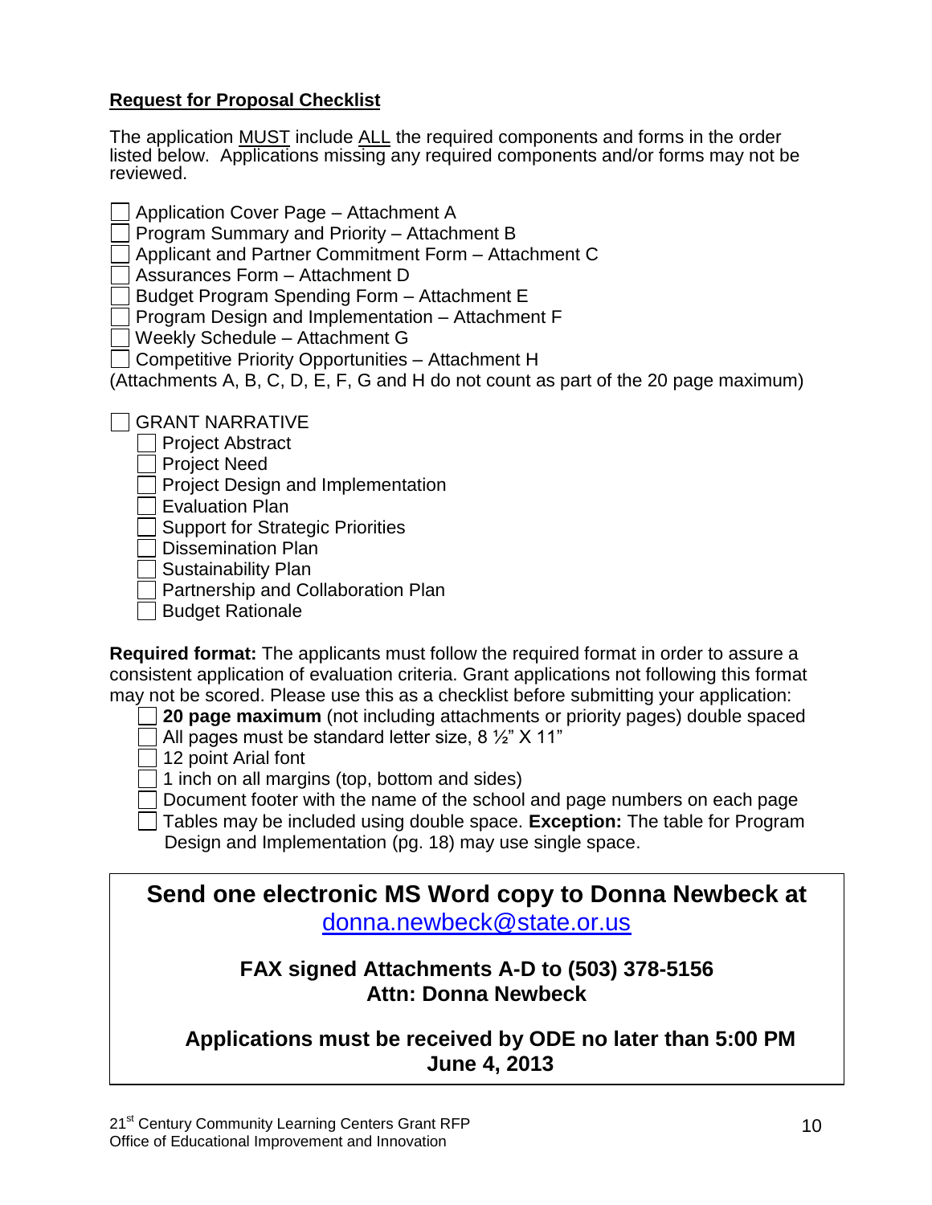**Request for Proposal Checklist**

The application MUST include ALL the required components and forms in the order listed below. Applications missing any required components and/or forms may not be reviewed.

- [ ] Application Cover Page – Attachment A
- [ ] Program Summary and Priority – Attachment B
- [ ] Applicant and Partner Commitment Form – Attachment C
- [ ] Assurances Form – Attachment D
- [ ] Budget Program Spending Form – Attachment E
- [ ] Program Design and Implementation – Attachment F
- [ ] Weekly Schedule – Attachment G
- [ ] Competitive Priority Opportunities – Attachment H

(Attachments A, B, C, D, E, F, G and H do not count as part of the 20 page maximum)

- [ ] GRANT NARRATIVE
  - [ ] Project Abstract
  - [ ] Project Need
  - [ ] Project Design and Implementation
  - [ ] Evaluation Plan
  - [ ] Support for Strategic Priorities
  - [ ] Dissemination Plan
  - [ ] Sustainability Plan
  - [ ] Partnership and Collaboration Plan
  - [ ] Budget Rationale

**Required format:** The applicants must follow the required format in order to assure a consistent application of evaluation criteria. Grant applications not following this format may not be scored. Please use this as a checklist before submitting your application:

- [ ] **20 page maximum** (not including attachments or priority pages) double spaced
- [ ] All pages must be standard letter size, 8 ½" X 11"
- [ ] 12 point Arial font
- [ ] 1 inch on all margins (top, bottom and sides)
- [ ] Document footer with the name of the school and page numbers on each page
- [ ] Tables may be included using double space. **Exception:** The table for Program Design and Implementation (pg. 18) may use single space.

**Send one electronic MS Word copy to Donna Newbeck at** donna.newbeck@state.or.us

**FAX signed Attachments A-D to (503) 378-5156**
**Attn: Donna Newbeck**

**Applications must be received by ODE no later than 5:00 PM June 4, 2013**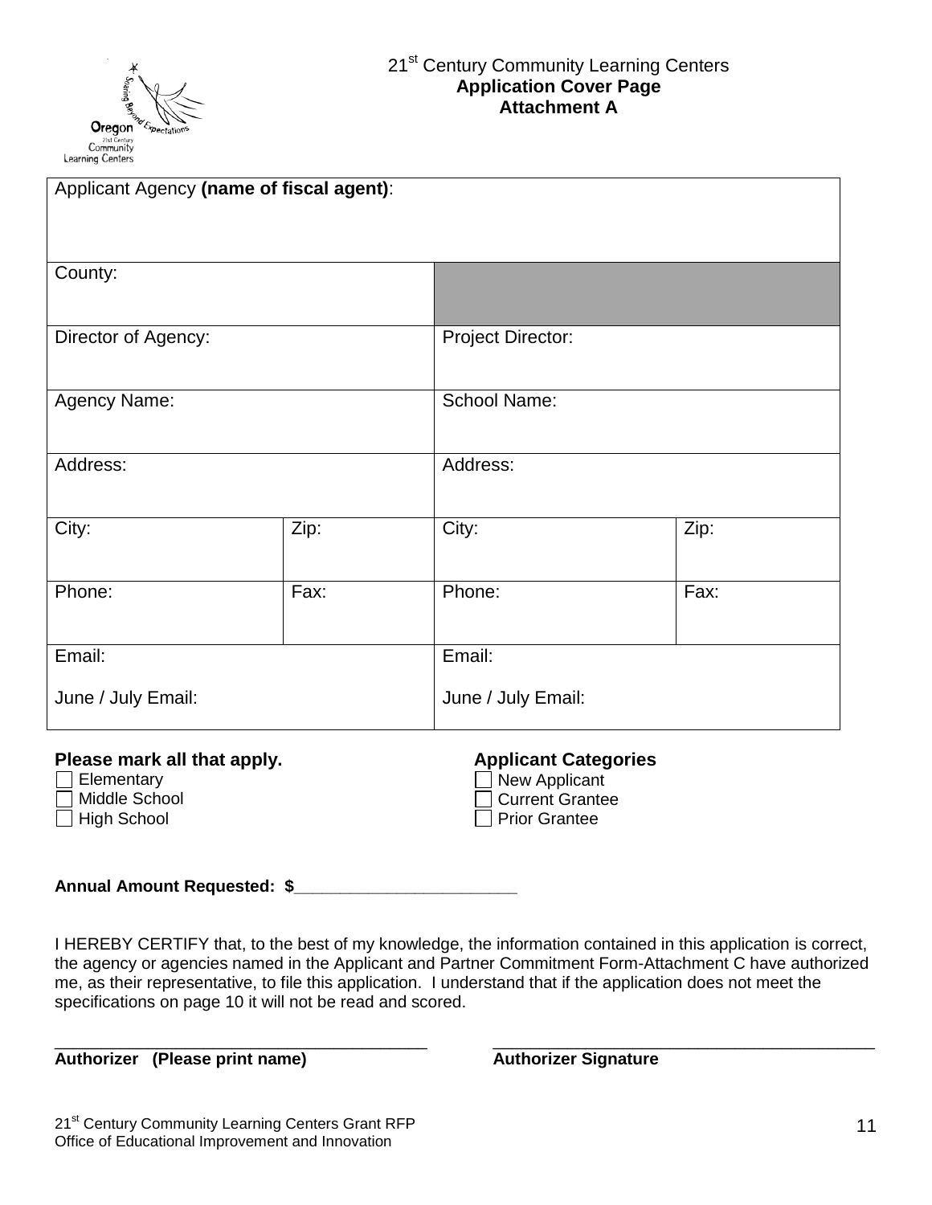21st Century Community Learning Centers
**Application Cover Page**
**Attachment A**

| Applicant Agency **(name of fiscal agent)**: | | | |
|---|---|---|---|
| County: | | | |
| Director of Agency: | | Project Director: | |
| Agency Name: | | School Name: | |
| Address: | | Address: | |
| City: | Zip: | City: | Zip: |
| Phone: | Fax: | Phone: | Fax: |
| Email:<br><br>June / July Email: | | Email:<br><br>June / July Email: | |

**Please mark all that apply.**
- ☐ Elementary
- ☐ Middle School
- ☐ High School

**Applicant Categories**
- ☐ New Applicant
- ☐ Current Grantee
- ☐ Prior Grantee

**Annual Amount Requested: $________________________**

I HEREBY CERTIFY that, to the best of my knowledge, the information contained in this application is correct, the agency or agencies named in the Applicant and Partner Commitment Form-Attachment C have authorized me, as their representative, to file this application. I understand that if the application does not meet the specifications on page 10 it will not be read and scored.

________________________________________ ________________________________________
**Authorizer (Please print name)** **Authorizer Signature**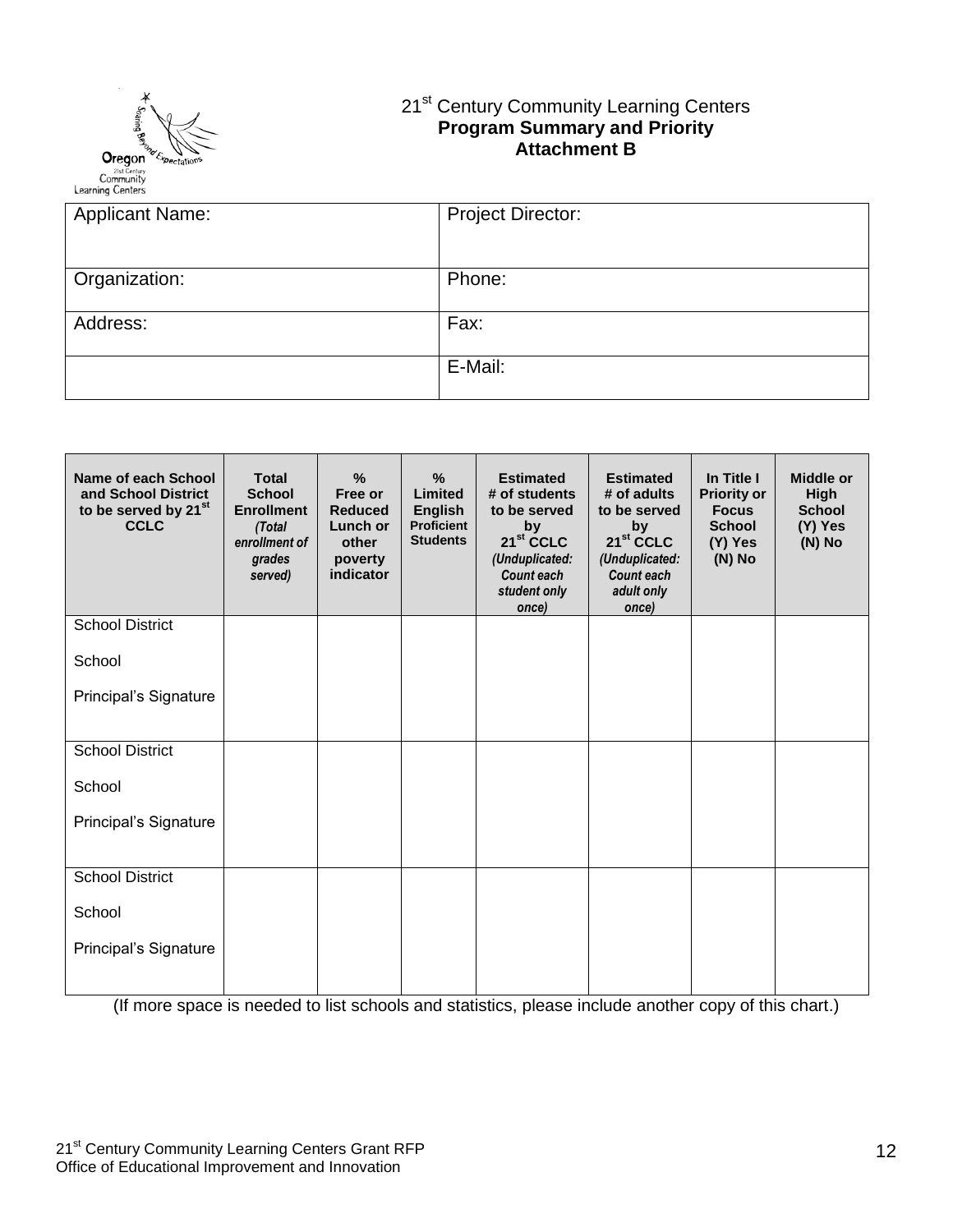21st Century Community Learning Centers
**Program Summary and Priority**
**Attachment B**

| Applicant Name: | Project Director: |
|---|---|
| Organization: | Phone: |
| Address: | Fax: |
| | E-Mail: |

| Name of each School and School District to be served by 21st CCLC | Total School Enrollment *(Total enrollment of grades served)* | % Free or Reduced Lunch or other poverty indicator | % Limited English Proficient Students | Estimated # of students to be served by 21st CCLC *(Unduplicated: Count each student only once)* | Estimated # of adults to be served by 21st CCLC *(Unduplicated: Count each adult only once)* | In Title I Priority or Focus School (Y) Yes (N) No | Middle or High School (Y) Yes (N) No |
|---|---|---|---|---|---|---|---|
| School District<br><br>School<br><br>Principal's Signature | | | | | | | |
| School District<br><br>School<br><br>Principal's Signature | | | | | | | |
| School District<br><br>School<br><br>Principal's Signature | | | | | | | |

(If more space is needed to list schools and statistics, please include another copy of this chart.)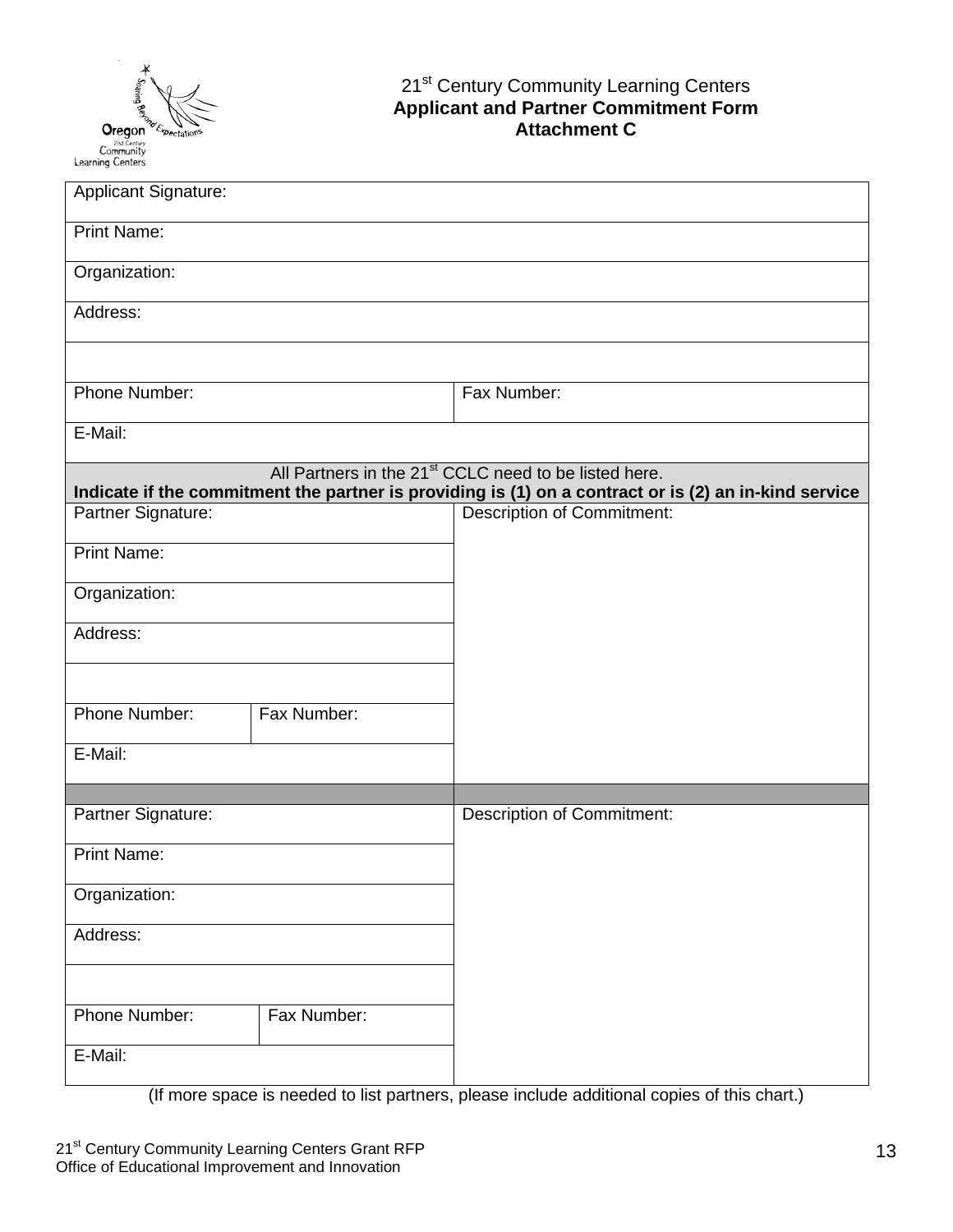# 21st Century Community Learning Centers
## Applicant and Partner Commitment Form
### Attachment C

| Applicant Signature: | |
|---|---|
| Print Name: | |
| Organization: | |
| Address: | |
| | |
| Phone Number: | Fax Number: |
| E-Mail: | |

| All Partners in the 21st CCLC need to be listed here. **Indicate if the commitment the partner is providing is (1) on a contract or is (2) an in-kind service** | | |
|---|---|---|
| Partner Signature: | | Description of Commitment: |
| Print Name: | | |
| Organization: | | |
| Address: | | |
| | | |
| Phone Number: | Fax Number: | |
| E-Mail: | | |
| | | |
| Partner Signature: | | Description of Commitment: |
| Print Name: | | |
| Organization: | | |
| Address: | | |
| | | |
| Phone Number: | Fax Number: | |
| E-Mail: | | |

(If more space is needed to list partners, please include additional copies of this chart.)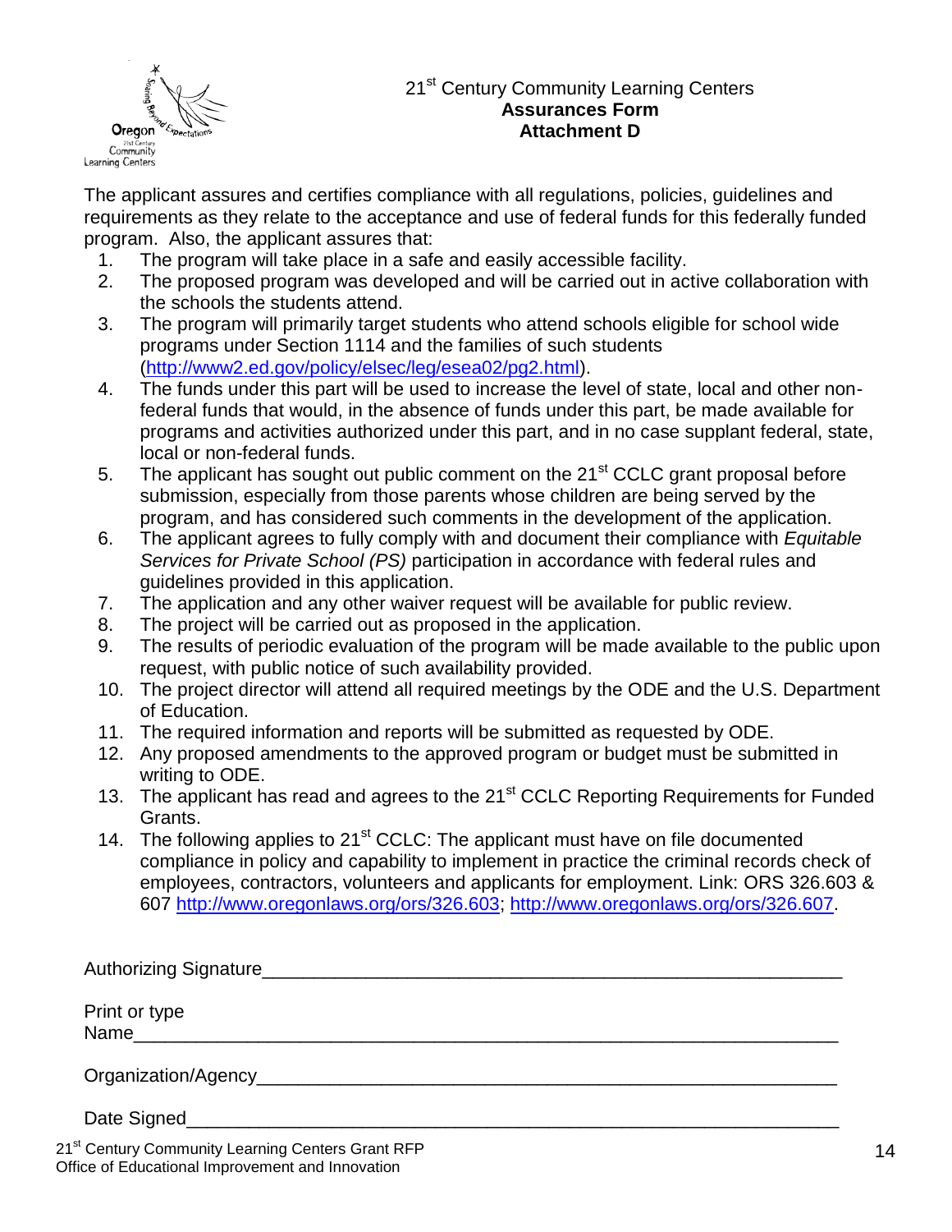21st Century Community Learning Centers
**Assurances Form**
**Attachment D**

The applicant assures and certifies compliance with all regulations, policies, guidelines and requirements as they relate to the acceptance and use of federal funds for this federally funded program. Also, the applicant assures that:

1. The program will take place in a safe and easily accessible facility.
2. The proposed program was developed and will be carried out in active collaboration with the schools the students attend.
3. The program will primarily target students who attend schools eligible for school wide programs under Section 1114 and the families of such students (http://www2.ed.gov/policy/elsec/leg/esea02/pg2.html).
4. The funds under this part will be used to increase the level of state, local and other non-federal funds that would, in the absence of funds under this part, be made available for programs and activities authorized under this part, and in no case supplant federal, state, local or non-federal funds.
5. The applicant has sought out public comment on the 21st CCLC grant proposal before submission, especially from those parents whose children are being served by the program, and has considered such comments in the development of the application.
6. The applicant agrees to fully comply with and document their compliance with *Equitable Services for Private School (PS)* participation in accordance with federal rules and guidelines provided in this application.
7. The application and any other waiver request will be available for public review.
8. The project will be carried out as proposed in the application.
9. The results of periodic evaluation of the program will be made available to the public upon request, with public notice of such availability provided.
10. The project director will attend all required meetings by the ODE and the U.S. Department of Education.
11. The required information and reports will be submitted as requested by ODE.
12. Any proposed amendments to the approved program or budget must be submitted in writing to ODE.
13. The applicant has read and agrees to the 21st CCLC Reporting Requirements for Funded Grants.
14. The following applies to 21st CCLC: The applicant must have on file documented compliance in policy and capability to implement in practice the criminal records check of employees, contractors, volunteers and applicants for employment. Link: ORS 326.603 & 607 http://www.oregonlaws.org/ors/326.603; http://www.oregonlaws.org/ors/326.607.

Authorizing Signature\_\_\_\_\_\_\_\_\_\_\_\_\_\_\_\_\_\_\_\_\_\_\_\_\_\_\_\_\_\_\_\_\_\_\_\_\_\_\_\_\_\_\_\_\_\_\_\_

Print or type Name\_\_\_\_\_\_\_\_\_\_\_\_\_\_\_\_\_\_\_\_\_\_\_\_\_\_\_\_\_\_\_\_\_\_\_\_\_\_\_\_\_\_\_\_\_\_\_\_\_\_\_\_\_\_

Organization/Agency\_\_\_\_\_\_\_\_\_\_\_\_\_\_\_\_\_\_\_\_\_\_\_\_\_\_\_\_\_\_\_\_\_\_\_\_\_\_\_\_\_\_\_\_\_\_\_\_\_

Date Signed\_\_\_\_\_\_\_\_\_\_\_\_\_\_\_\_\_\_\_\_\_\_\_\_\_\_\_\_\_\_\_\_\_\_\_\_\_\_\_\_\_\_\_\_\_\_\_\_\_\_\_\_\_\_\_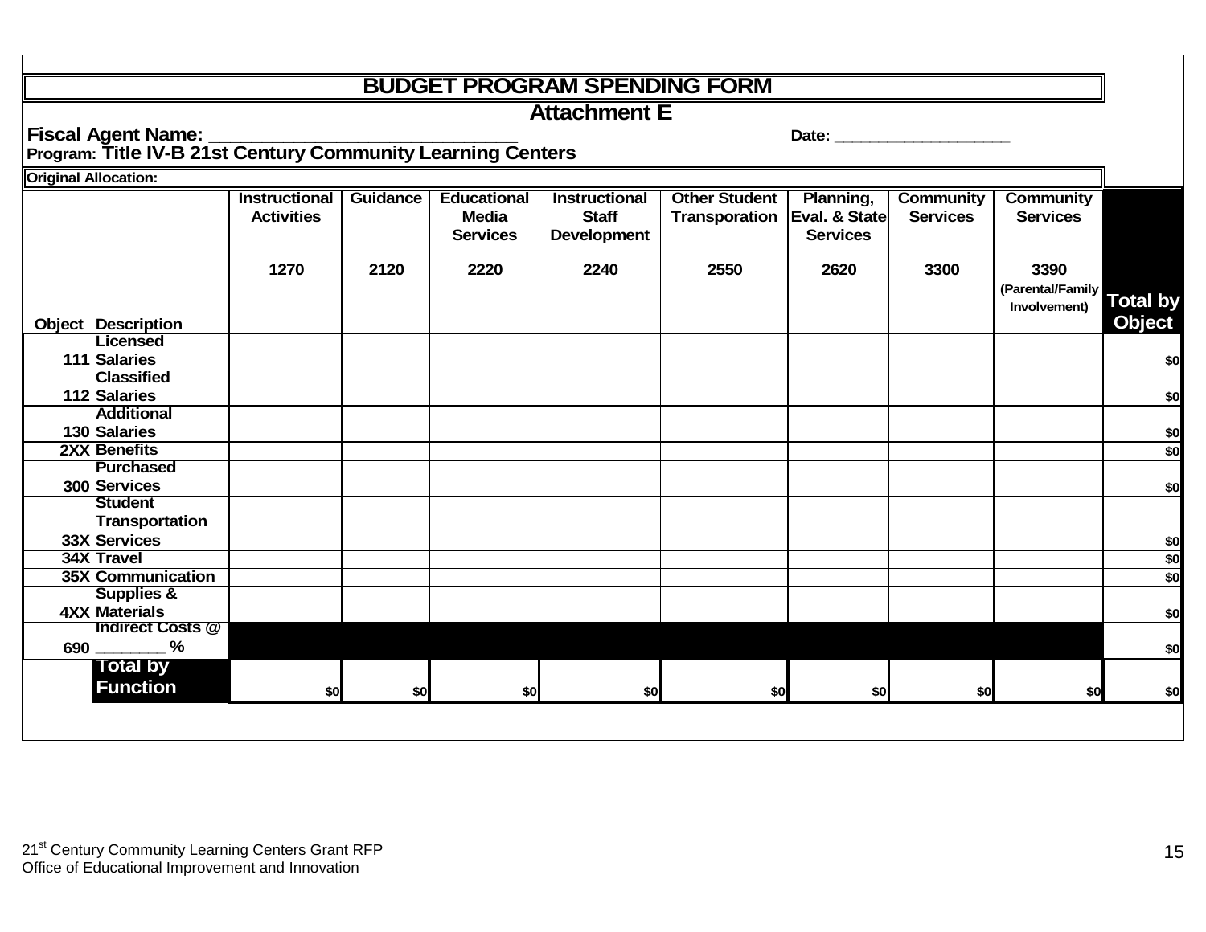# BUDGET PROGRAM SPENDING FORM

## Attachment E

**Fiscal Agent Name: ______________________________** **Date: ___________________**

**Program: Title IV-B 21st Century Community Learning Centers**

**Original Allocation:**

| Object | Description | Instructional Activities 1270 | Guidance 2120 | Educational Media Services 2220 | Instructional Staff Development 2240 | Other Student Transporation 2550 | Planning, Eval. & State Services 2620 | Community Services 3300 | Community Services 3390 (Parental/Family Involvement) | Total by Object |
|---|---|---|---|---|---|---|---|---|---|---|
| 111 | Licensed Salaries | | | | | | | | | $0 |
| 112 | Classified Salaries | | | | | | | | | $0 |
| 130 | Additional Salaries | | | | | | | | | $0 |
| 2XX | Benefits | | | | | | | | | $0 |
| 300 | Purchased Services | | | | | | | | | $0 |
| 33X | Student Transportation Services | | | | | | | | | $0 |
| 34X | Travel | | | | | | | | | $0 |
| 35X | Communication | | | | | | | | | $0 |
| 4XX | Supplies & Materials | | | | | | | | | $0 |
| 690 | Indirect Costs @ _______ % | | | | | | | | | $0 |
| | Total by Function | $0 | $0 | $0 | $0 | $0 | $0 | $0 | $0 | $0 |

21[st] Century Community Learning Centers Grant RFP
Office of Educational Improvement and Innovation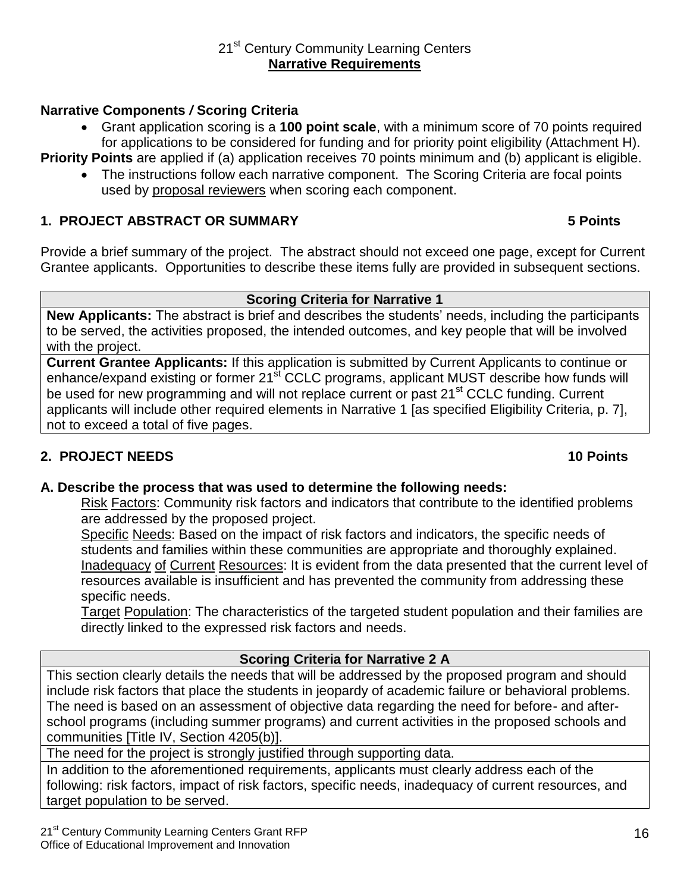## 21st Century Community Learning Centers
**Narrative Requirements**

**Narrative Components / Scoring Criteria**

- Grant application scoring is a **100 point scale**, with a minimum score of 70 points required for applications to be considered for funding and for priority point eligibility (Attachment H).

**Priority Points** are applied if (a) application receives 70 points minimum and (b) applicant is eligible.

- The instructions follow each narrative component. The Scoring Criteria are focal points used by proposal reviewers when scoring each component.

### 1. PROJECT ABSTRACT OR SUMMARY — 5 Points

Provide a brief summary of the project. The abstract should not exceed one page, except for Current Grantee applicants. Opportunities to describe these items fully are provided in subsequent sections.

| Scoring Criteria for Narrative 1 |
| --- |
| **New Applicants:** The abstract is brief and describes the students' needs, including the participants to be served, the activities proposed, the intended outcomes, and key people that will be involved with the project. |
| **Current Grantee Applicants:** If this application is submitted by Current Applicants to continue or enhance/expand existing or former 21st CCLC programs, applicant MUST describe how funds will be used for new programming and will not replace current or past 21st CCLC funding. Current applicants will include other required elements in Narrative 1 [as specified Eligibility Criteria, p. 7], not to exceed a total of five pages. |

### 2. PROJECT NEEDS — 10 Points

**A. Describe the process that was used to determine the following needs:**

Risk Factors: Community risk factors and indicators that contribute to the identified problems are addressed by the proposed project.

Specific Needs: Based on the impact of risk factors and indicators, the specific needs of students and families within these communities are appropriate and thoroughly explained.

Inadequacy of Current Resources: It is evident from the data presented that the current level of resources available is insufficient and has prevented the community from addressing these specific needs.

Target Population: The characteristics of the targeted student population and their families are directly linked to the expressed risk factors and needs.

| Scoring Criteria for Narrative 2 A |
| --- |
| This section clearly details the needs that will be addressed by the proposed program and should include risk factors that place the students in jeopardy of academic failure or behavioral problems. The need is based on an assessment of objective data regarding the need for before- and after-school programs (including summer programs) and current activities in the proposed schools and communities [Title IV, Section 4205(b)]. |
| The need for the project is strongly justified through supporting data. |
| In addition to the aforementioned requirements, applicants must clearly address each of the following: risk factors, impact of risk factors, specific needs, inadequacy of current resources, and target population to be served. |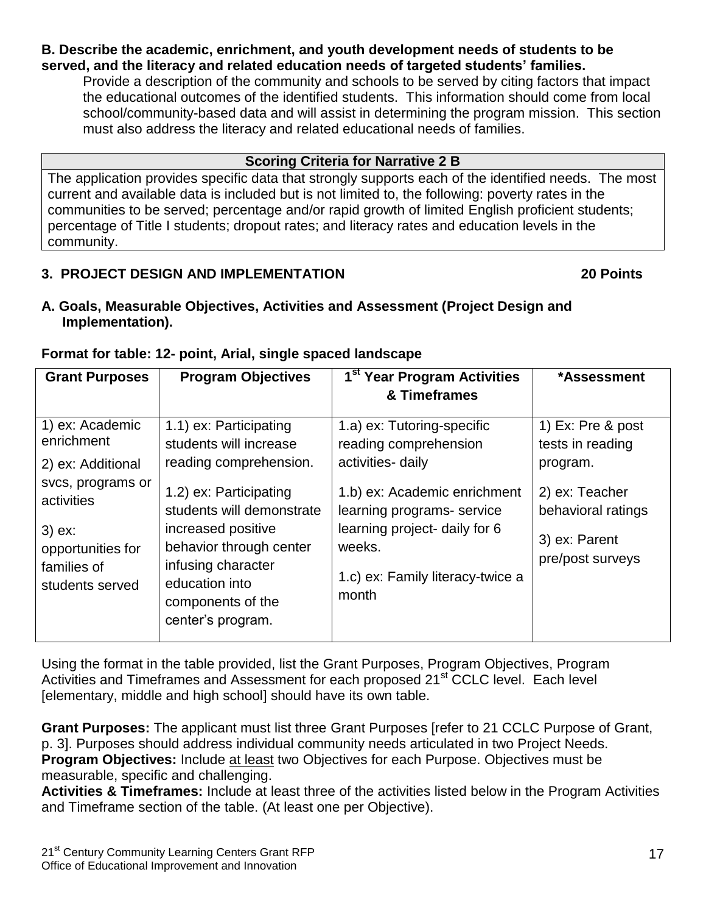**B. Describe the academic, enrichment, and youth development needs of students to be served, and the literacy and related education needs of targeted students' families.**

Provide a description of the community and schools to be served by citing factors that impact the educational outcomes of the identified students. This information should come from local school/community-based data and will assist in determining the program mission. This section must also address the literacy and related educational needs of families.

| Scoring Criteria for Narrative 2 B |
|---|
| The application provides specific data that strongly supports each of the identified needs. The most current and available data is included but is not limited to, the following: poverty rates in the communities to be served; percentage and/or rapid growth of limited English proficient students; percentage of Title I students; dropout rates; and literacy rates and education levels in the community. |

## 3. PROJECT DESIGN AND IMPLEMENTATION 20 Points

**A. Goals, Measurable Objectives, Activities and Assessment (Project Design and Implementation).**

**Format for table: 12- point, Arial, single spaced landscape**

| Grant Purposes | Program Objectives | 1st Year Program Activities & Timeframes | *Assessment |
|---|---|---|---|
| 1) ex: Academic enrichment<br>2) ex: Additional svcs, programs or activities<br>3) ex: opportunities for families of students served | 1.1) ex: Participating students will increase reading comprehension.<br>1.2) ex: Participating students will demonstrate increased positive behavior through center infusing character education into components of the center's program. | 1.a) ex: Tutoring-specific reading comprehension activities- daily<br>1.b) ex: Academic enrichment learning programs- service learning project- daily for 6 weeks.<br>1.c) ex: Family literacy-twice a month | 1) Ex: Pre & post tests in reading program.<br>2) ex: Teacher behavioral ratings<br>3) ex: Parent pre/post surveys |

Using the format in the table provided, list the Grant Purposes, Program Objectives, Program Activities and Timeframes and Assessment for each proposed 21st CCLC level. Each level [elementary, middle and high school] should have its own table.

**Grant Purposes:** The applicant must list three Grant Purposes [refer to 21 CCLC Purpose of Grant, p. 3]. Purposes should address individual community needs articulated in two Project Needs.
**Program Objectives:** Include <u>at least</u> two Objectives for each Purpose. Objectives must be measurable, specific and challenging.
**Activities & Timeframes:** Include at least three of the activities listed below in the Program Activities and Timeframe section of the table. (At least one per Objective).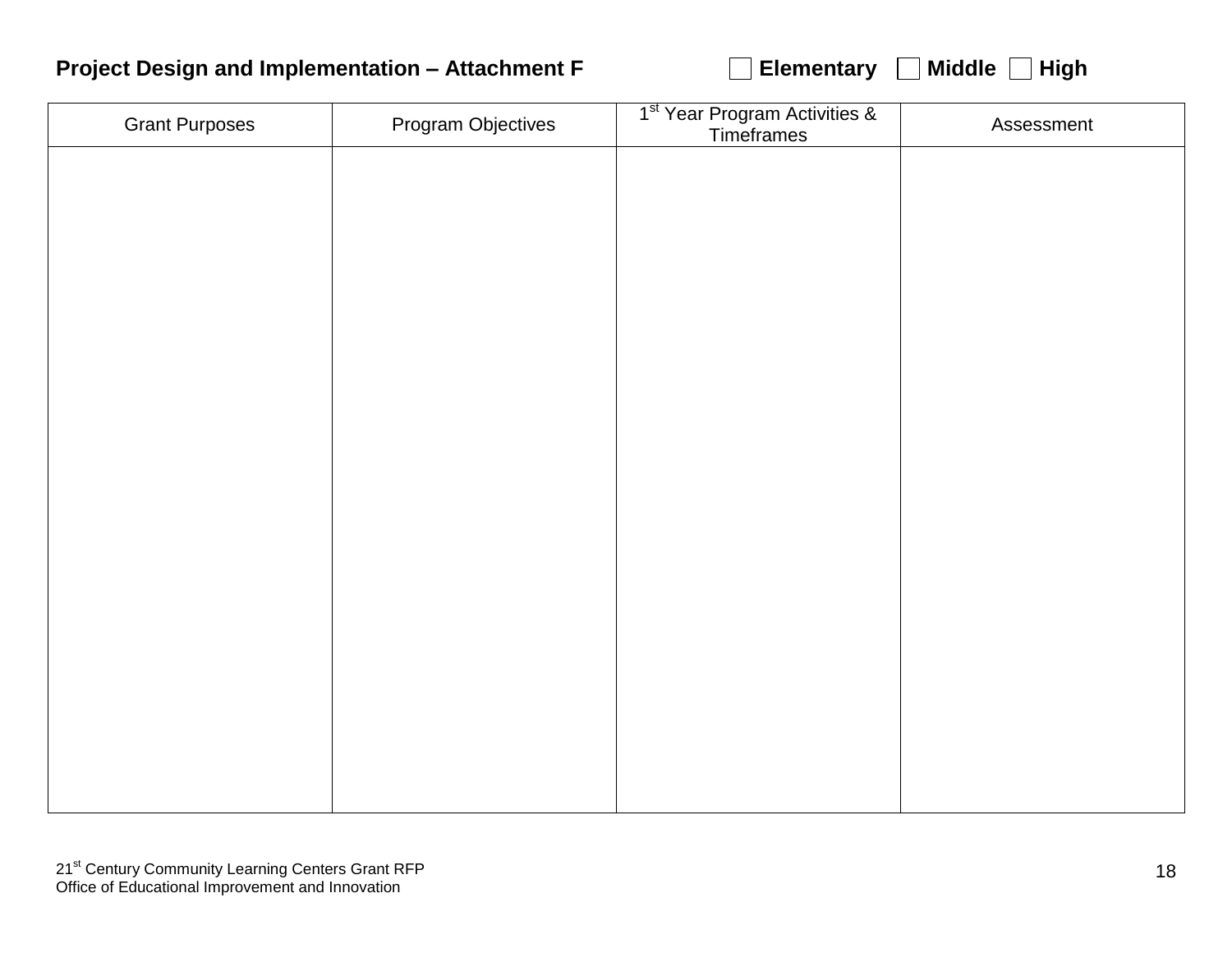**Project Design and Implementation – Attachment F** ☐ **Elementary** ☐ **Middle** ☐ **High**

| Grant Purposes | Program Objectives | 1st Year Program Activities & Timeframes | Assessment |
|---|---|---|---|
| | | | |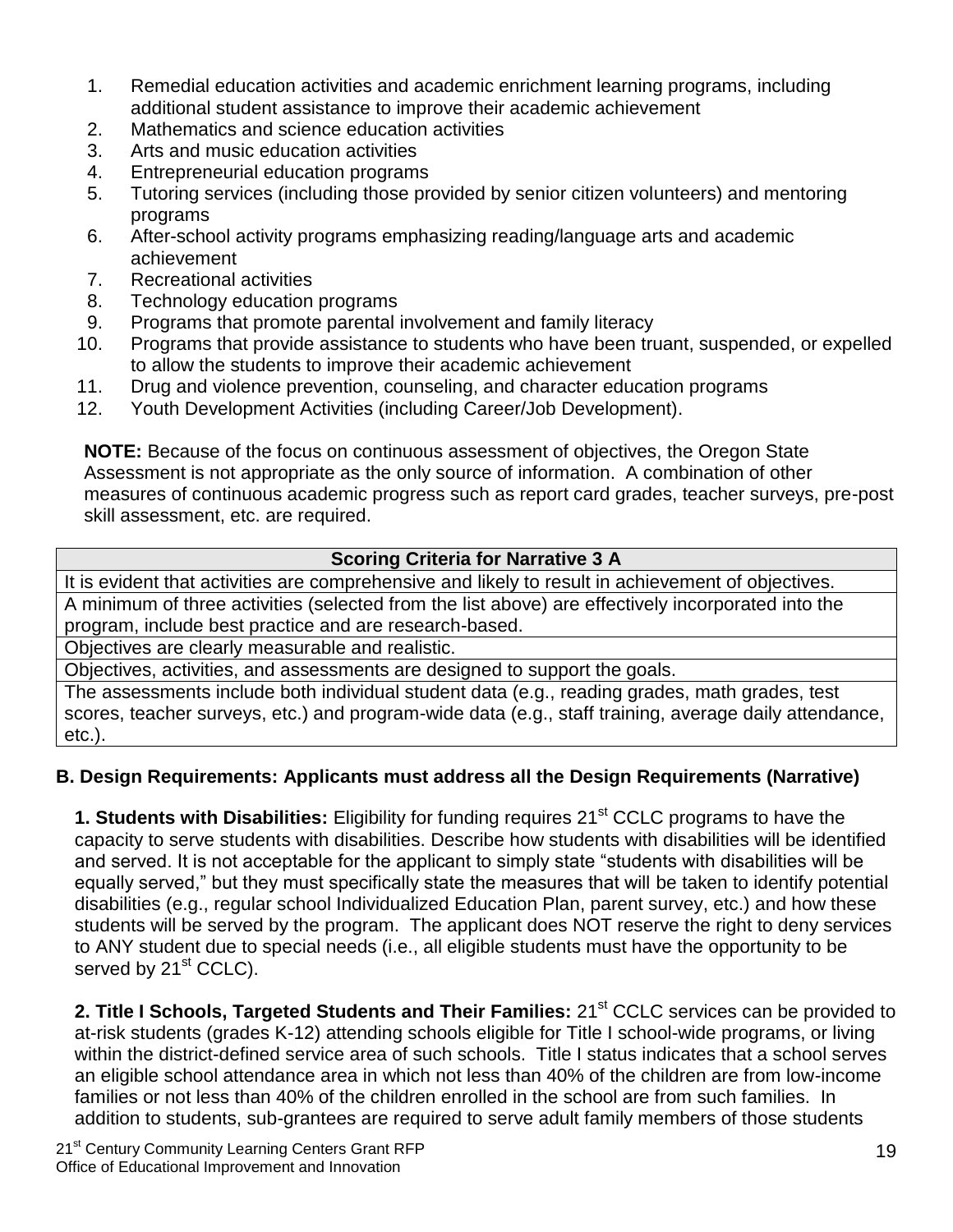1. Remedial education activities and academic enrichment learning programs, including additional student assistance to improve their academic achievement
2. Mathematics and science education activities
3. Arts and music education activities
4. Entrepreneurial education programs
5. Tutoring services (including those provided by senior citizen volunteers) and mentoring programs
6. After-school activity programs emphasizing reading/language arts and academic achievement
7. Recreational activities
8. Technology education programs
9. Programs that promote parental involvement and family literacy
10. Programs that provide assistance to students who have been truant, suspended, or expelled to allow the students to improve their academic achievement
11. Drug and violence prevention, counseling, and character education programs
12. Youth Development Activities (including Career/Job Development).

**NOTE:** Because of the focus on continuous assessment of objectives, the Oregon State Assessment is not appropriate as the only source of information. A combination of other measures of continuous academic progress such as report card grades, teacher surveys, pre-post skill assessment, etc. are required.

| Scoring Criteria for Narrative 3 A |
|---|
| It is evident that activities are comprehensive and likely to result in achievement of objectives. |
| A minimum of three activities (selected from the list above) are effectively incorporated into the program, include best practice and are research-based. |
| Objectives are clearly measurable and realistic. |
| Objectives, activities, and assessments are designed to support the goals. |
| The assessments include both individual student data (e.g., reading grades, math grades, test scores, teacher surveys, etc.) and program-wide data (e.g., staff training, average daily attendance, etc.). |

### B. Design Requirements: Applicants must address all the Design Requirements (Narrative)

**1. Students with Disabilities:** Eligibility for funding requires 21st CCLC programs to have the capacity to serve students with disabilities. Describe how students with disabilities will be identified and served. It is not acceptable for the applicant to simply state "students with disabilities will be equally served," but they must specifically state the measures that will be taken to identify potential disabilities (e.g., regular school Individualized Education Plan, parent survey, etc.) and how these students will be served by the program. The applicant does NOT reserve the right to deny services to ANY student due to special needs (i.e., all eligible students must have the opportunity to be served by 21st CCLC).

**2. Title I Schools, Targeted Students and Their Families:** 21st CCLC services can be provided to at-risk students (grades K-12) attending schools eligible for Title I school-wide programs, or living within the district-defined service area of such schools. Title I status indicates that a school serves an eligible school attendance area in which not less than 40% of the children are from low-income families or not less than 40% of the children enrolled in the school are from such families. In addition to students, sub-grantees are required to serve adult family members of those students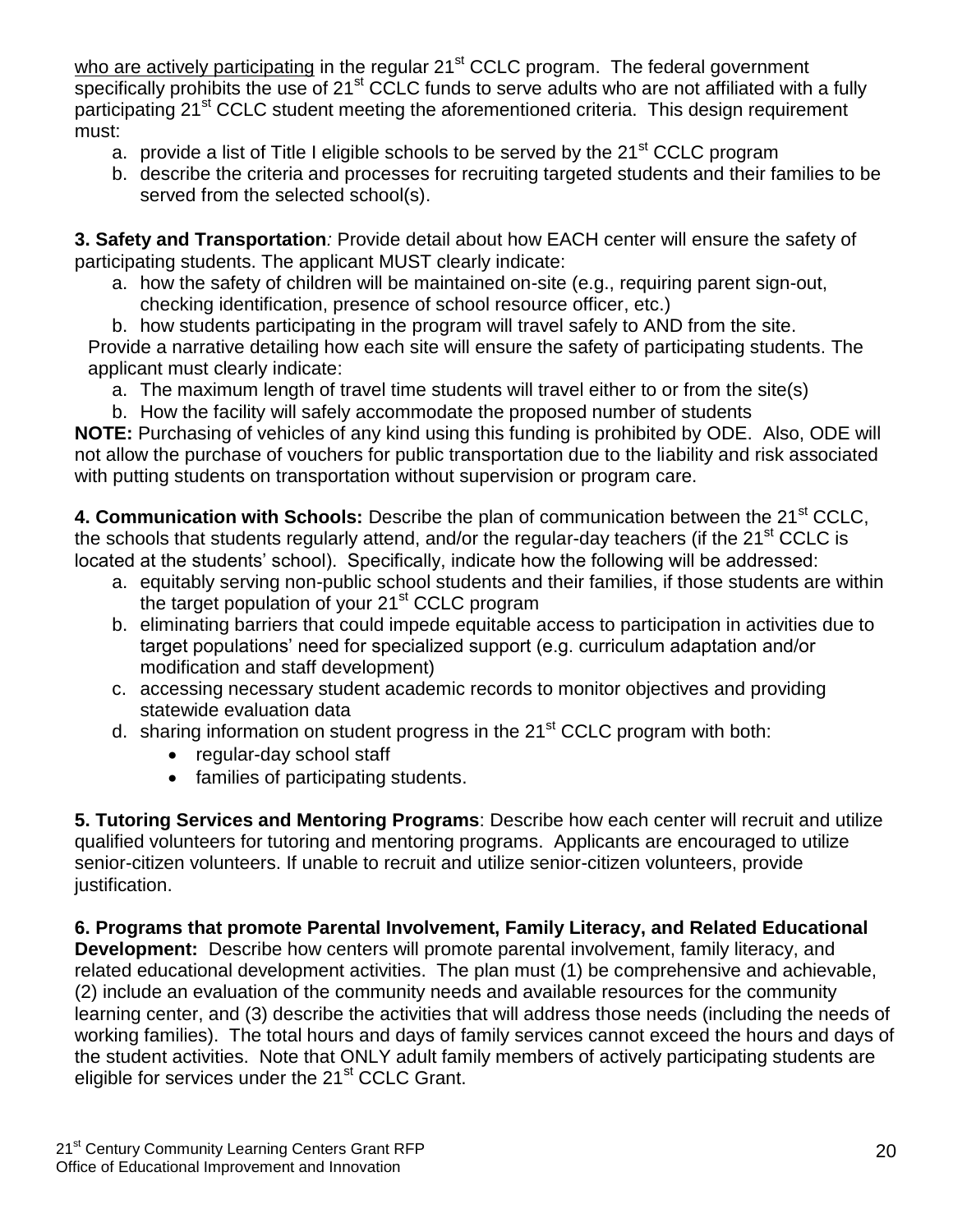who are actively participating in the regular 21st CCLC program. The federal government specifically prohibits the use of 21st CCLC funds to serve adults who are not affiliated with a fully participating 21st CCLC student meeting the aforementioned criteria. This design requirement must:

a. provide a list of Title I eligible schools to be served by the 21st CCLC program
b. describe the criteria and processes for recruiting targeted students and their families to be served from the selected school(s).

**3. Safety and Transportation***:* Provide detail about how EACH center will ensure the safety of participating students. The applicant MUST clearly indicate:

a. how the safety of children will be maintained on-site (e.g., requiring parent sign-out, checking identification, presence of school resource officer, etc.)
b. how students participating in the program will travel safely to AND from the site.

Provide a narrative detailing how each site will ensure the safety of participating students. The applicant must clearly indicate:

a. The maximum length of travel time students will travel either to or from the site(s)
b. How the facility will safely accommodate the proposed number of students

**NOTE:** Purchasing of vehicles of any kind using this funding is prohibited by ODE. Also, ODE will not allow the purchase of vouchers for public transportation due to the liability and risk associated with putting students on transportation without supervision or program care.

**4. Communication with Schools:** Describe the plan of communication between the 21st CCLC, the schools that students regularly attend, and/or the regular-day teachers (if the 21st CCLC is located at the students' school). Specifically, indicate how the following will be addressed:

a. equitably serving non-public school students and their families, if those students are within the target population of your 21st CCLC program
b. eliminating barriers that could impede equitable access to participation in activities due to target populations' need for specialized support (e.g. curriculum adaptation and/or modification and staff development)
c. accessing necessary student academic records to monitor objectives and providing statewide evaluation data
d. sharing information on student progress in the 21st CCLC program with both:
    - regular-day school staff
    - families of participating students.

**5. Tutoring Services and Mentoring Programs**: Describe how each center will recruit and utilize qualified volunteers for tutoring and mentoring programs. Applicants are encouraged to utilize senior-citizen volunteers. If unable to recruit and utilize senior-citizen volunteers, provide justification.

**6. Programs that promote Parental Involvement, Family Literacy, and Related Educational Development:** Describe how centers will promote parental involvement, family literacy, and related educational development activities. The plan must (1) be comprehensive and achievable, (2) include an evaluation of the community needs and available resources for the community learning center, and (3) describe the activities that will address those needs (including the needs of working families). The total hours and days of family services cannot exceed the hours and days of the student activities. Note that ONLY adult family members of actively participating students are eligible for services under the 21st CCLC Grant.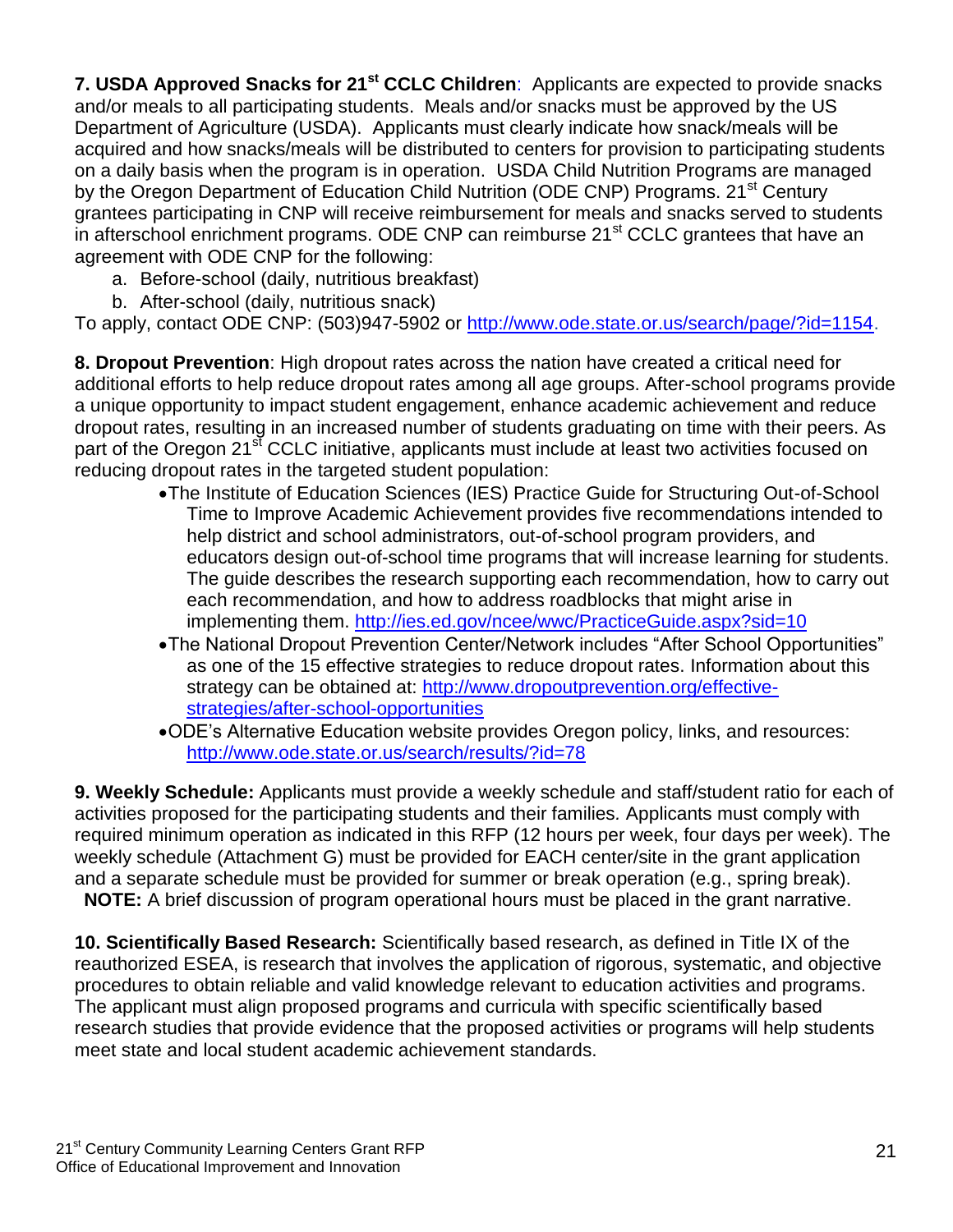**7. USDA Approved Snacks for 21st CCLC Children**: Applicants are expected to provide snacks and/or meals to all participating students. Meals and/or snacks must be approved by the US Department of Agriculture (USDA). Applicants must clearly indicate how snack/meals will be acquired and how snacks/meals will be distributed to centers for provision to participating students on a daily basis when the program is in operation. USDA Child Nutrition Programs are managed by the Oregon Department of Education Child Nutrition (ODE CNP) Programs. 21st Century grantees participating in CNP will receive reimbursement for meals and snacks served to students in afterschool enrichment programs. ODE CNP can reimburse 21st CCLC grantees that have an agreement with ODE CNP for the following:

a. Before-school (daily, nutritious breakfast)
b. After-school (daily, nutritious snack)

To apply, contact ODE CNP: (503)947-5902 or http://www.ode.state.or.us/search/page/?id=1154.

**8. Dropout Prevention**: High dropout rates across the nation have created a critical need for additional efforts to help reduce dropout rates among all age groups. After-school programs provide a unique opportunity to impact student engagement, enhance academic achievement and reduce dropout rates, resulting in an increased number of students graduating on time with their peers. As part of the Oregon 21st CCLC initiative, applicants must include at least two activities focused on reducing dropout rates in the targeted student population:

- The Institute of Education Sciences (IES) Practice Guide for Structuring Out-of-School Time to Improve Academic Achievement provides five recommendations intended to help district and school administrators, out-of-school program providers, and educators design out-of-school time programs that will increase learning for students. The guide describes the research supporting each recommendation, how to carry out each recommendation, and how to address roadblocks that might arise in implementing them. http://ies.ed.gov/ncee/wwc/PracticeGuide.aspx?sid=10
- The National Dropout Prevention Center/Network includes "After School Opportunities" as one of the 15 effective strategies to reduce dropout rates. Information about this strategy can be obtained at: http://www.dropoutprevention.org/effective-strategies/after-school-opportunities
- ODE's Alternative Education website provides Oregon policy, links, and resources: http://www.ode.state.or.us/search/results/?id=78

**9. Weekly Schedule:** Applicants must provide a weekly schedule and staff/student ratio for each of activities proposed for the participating students and their families. Applicants must comply with required minimum operation as indicated in this RFP (12 hours per week, four days per week). The weekly schedule (Attachment G) must be provided for EACH center/site in the grant application and a separate schedule must be provided for summer or break operation (e.g., spring break).
**NOTE:** A brief discussion of program operational hours must be placed in the grant narrative.

**10. Scientifically Based Research:** Scientifically based research, as defined in Title IX of the reauthorized ESEA, is research that involves the application of rigorous, systematic, and objective procedures to obtain reliable and valid knowledge relevant to education activities and programs. The applicant must align proposed programs and curricula with specific scientifically based research studies that provide evidence that the proposed activities or programs will help students meet state and local student academic achievement standards.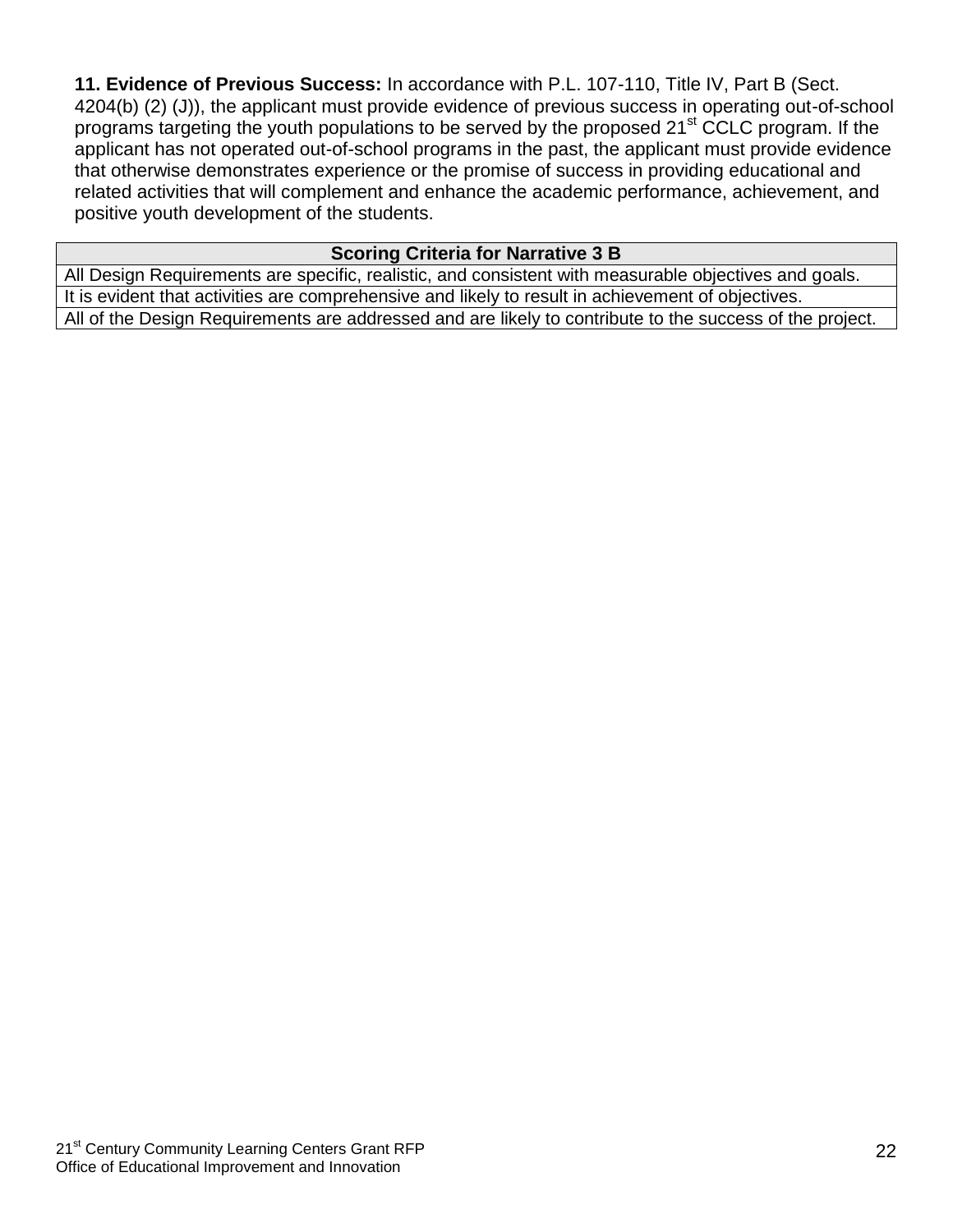**11. Evidence of Previous Success:** In accordance with P.L. 107-110, Title IV, Part B (Sect. 4204(b) (2) (J)), the applicant must provide evidence of previous success in operating out-of-school programs targeting the youth populations to be served by the proposed 21st CCLC program. If the applicant has not operated out-of-school programs in the past, the applicant must provide evidence that otherwise demonstrates experience or the promise of success in providing educational and related activities that will complement and enhance the academic performance, achievement, and positive youth development of the students.

| Scoring Criteria for Narrative 3 B |
| --- |
| All Design Requirements are specific, realistic, and consistent with measurable objectives and goals. |
| It is evident that activities are comprehensive and likely to result in achievement of objectives. |
| All of the Design Requirements are addressed and are likely to contribute to the success of the project. |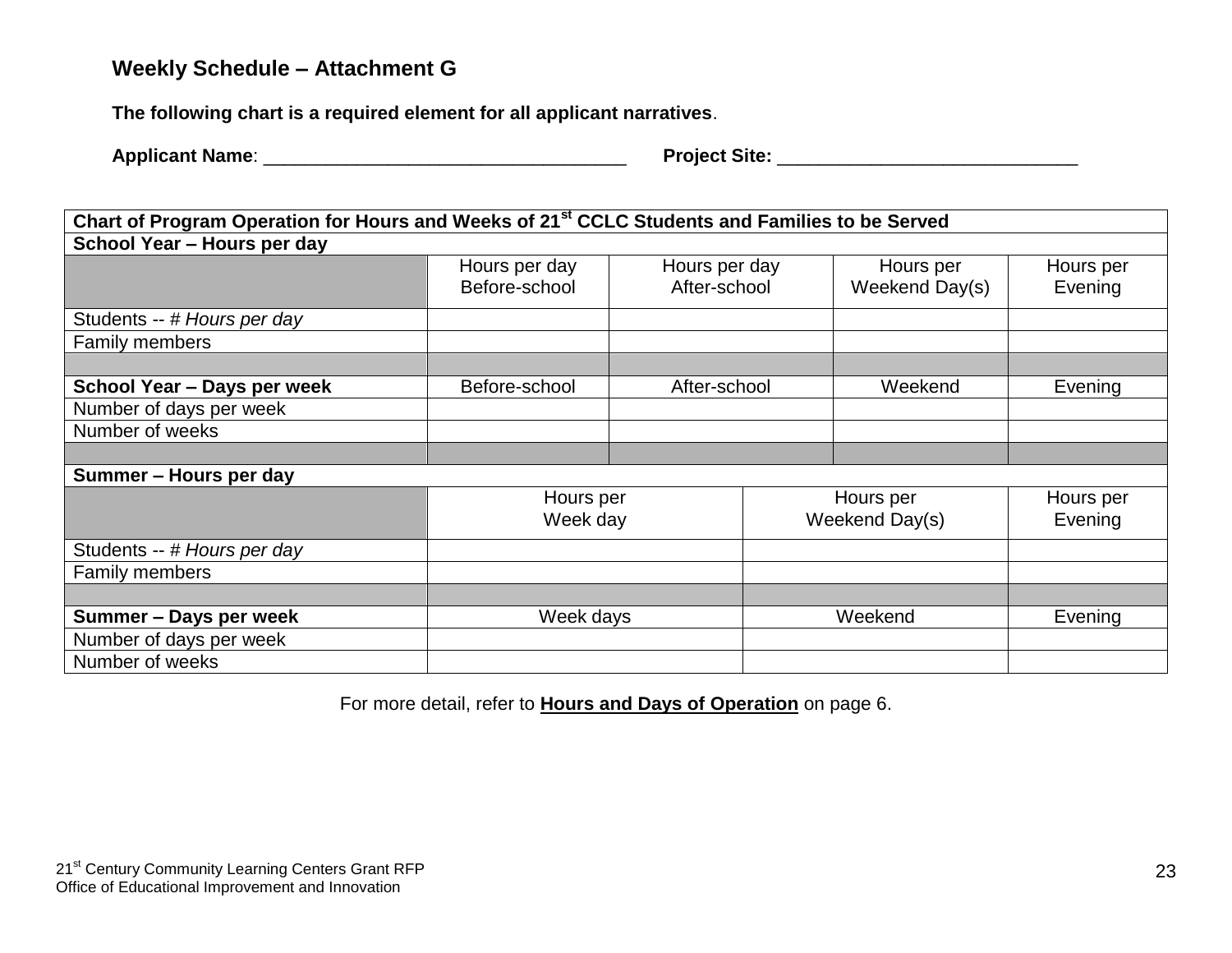## Weekly Schedule – Attachment G

**The following chart is a required element for all applicant narratives**.

**Applicant Name**: ___________________________________ **Project Site:** _____________________________

| **Chart of Program Operation for Hours and Weeks of 21st CCLC Students and Families to be Served** | | | | |
|---|---|---|---|---|
| **School Year – Hours per day** | | | | |
| | Hours per day Before-school | Hours per day After-school | Hours per Weekend Day(s) | Hours per Evening |
| Students -- # *Hours per day* | | | | |
| Family members | | | | |
| | | | | |
| **School Year – Days per week** | Before-school | After-school | Weekend | Evening |
| Number of days per week | | | | |
| Number of weeks | | | | |
| | | | | |
| **Summer – Hours per day** | | | | |
| | Hours per Week day | | Hours per Weekend Day(s) | Hours per Evening |
| Students -- # *Hours per day* | | | | |
| Family members | | | | |
| | | | | |
| **Summer – Days per week** | Week days | | Weekend | Evening |
| Number of days per week | | | | |
| Number of weeks | | | | |

For more detail, refer to **Hours and Days of Operation** on page 6.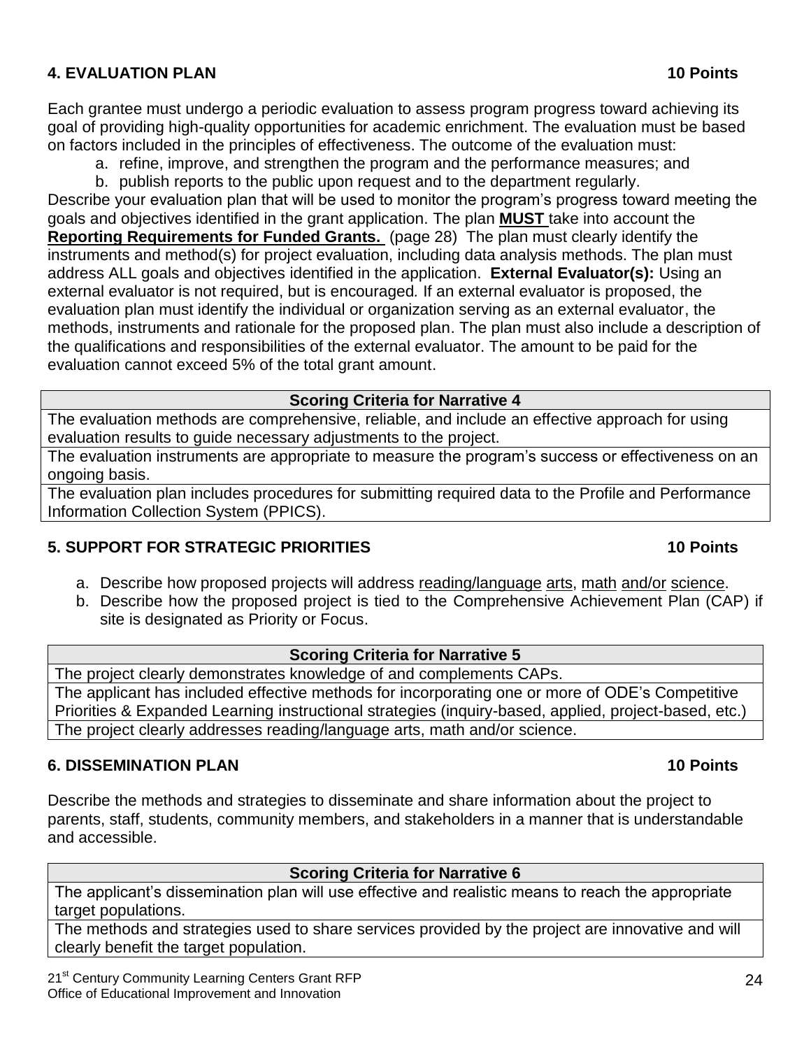## 4. EVALUATION PLAN 10 Points

Each grantee must undergo a periodic evaluation to assess program progress toward achieving its goal of providing high-quality opportunities for academic enrichment. The evaluation must be based on factors included in the principles of effectiveness. The outcome of the evaluation must:

a. refine, improve, and strengthen the program and the performance measures; and
b. publish reports to the public upon request and to the department regularly.

Describe your evaluation plan that will be used to monitor the program's progress toward meeting the goals and objectives identified in the grant application. The plan **MUST** take into account the **Reporting Requirements for Funded Grants.** (page 28) The plan must clearly identify the instruments and method(s) for project evaluation, including data analysis methods. The plan must address ALL goals and objectives identified in the application. **External Evaluator(s):** Using an external evaluator is not required, but is encouraged. If an external evaluator is proposed, the evaluation plan must identify the individual or organization serving as an external evaluator, the methods, instruments and rationale for the proposed plan. The plan must also include a description of the qualifications and responsibilities of the external evaluator. The amount to be paid for the evaluation cannot exceed 5% of the total grant amount.

| Scoring Criteria for Narrative 4 |
|---|
| The evaluation methods are comprehensive, reliable, and include an effective approach for using evaluation results to guide necessary adjustments to the project. |
| The evaluation instruments are appropriate to measure the program's success or effectiveness on an ongoing basis. |
| The evaluation plan includes procedures for submitting required data to the Profile and Performance Information Collection System (PPICS). |

## 5. SUPPORT FOR STRATEGIC PRIORITIES 10 Points

a. Describe how proposed projects will address reading/language arts, math and/or science.
b. Describe how the proposed project is tied to the Comprehensive Achievement Plan (CAP) if site is designated as Priority or Focus.

| Scoring Criteria for Narrative 5 |
|---|
| The project clearly demonstrates knowledge of and complements CAPs. |
| The applicant has included effective methods for incorporating one or more of ODE's Competitive Priorities & Expanded Learning instructional strategies (inquiry-based, applied, project-based, etc.) |
| The project clearly addresses reading/language arts, math and/or science. |

## 6. DISSEMINATION PLAN 10 Points

Describe the methods and strategies to disseminate and share information about the project to parents, staff, students, community members, and stakeholders in a manner that is understandable and accessible.

| Scoring Criteria for Narrative 6 |
|---|
| The applicant's dissemination plan will use effective and realistic means to reach the appropriate target populations. |
| The methods and strategies used to share services provided by the project are innovative and will clearly benefit the target population. |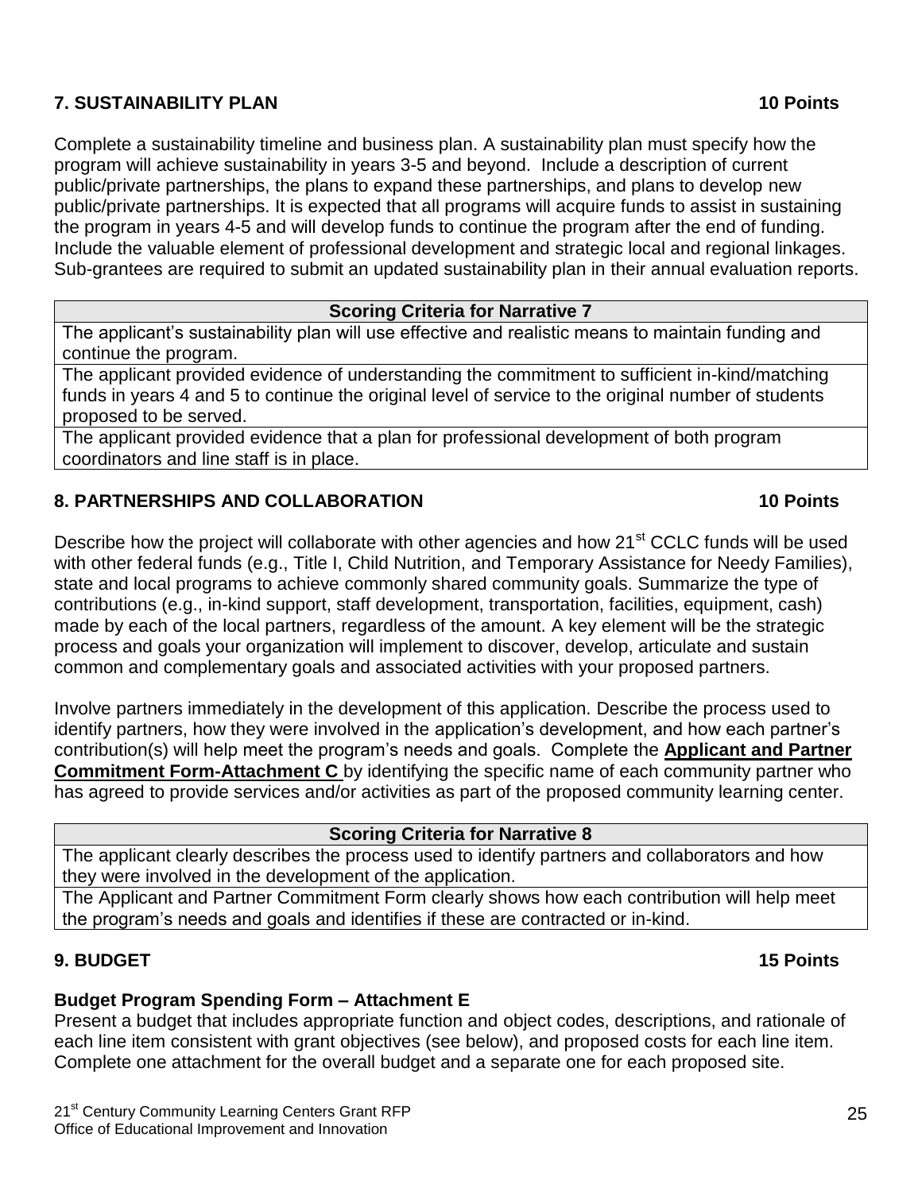## 7. SUSTAINABILITY PLAN 10 Points

Complete a sustainability timeline and business plan. A sustainability plan must specify how the program will achieve sustainability in years 3-5 and beyond. Include a description of current public/private partnerships, the plans to expand these partnerships, and plans to develop new public/private partnerships. It is expected that all programs will acquire funds to assist in sustaining the program in years 4-5 and will develop funds to continue the program after the end of funding. Include the valuable element of professional development and strategic local and regional linkages. Sub-grantees are required to submit an updated sustainability plan in their annual evaluation reports.

| Scoring Criteria for Narrative 7 |
|---|
| The applicant's sustainability plan will use effective and realistic means to maintain funding and continue the program. |
| The applicant provided evidence of understanding the commitment to sufficient in-kind/matching funds in years 4 and 5 to continue the original level of service to the original number of students proposed to be served. |
| The applicant provided evidence that a plan for professional development of both program coordinators and line staff is in place. |

## 8. PARTNERSHIPS AND COLLABORATION 10 Points

Describe how the project will collaborate with other agencies and how 21st CCLC funds will be used with other federal funds (e.g., Title I, Child Nutrition, and Temporary Assistance for Needy Families), state and local programs to achieve commonly shared community goals. Summarize the type of contributions (e.g., in-kind support, staff development, transportation, facilities, equipment, cash) made by each of the local partners, regardless of the amount. A key element will be the strategic process and goals your organization will implement to discover, develop, articulate and sustain common and complementary goals and associated activities with your proposed partners.

Involve partners immediately in the development of this application. Describe the process used to identify partners, how they were involved in the application's development, and how each partner's contribution(s) will help meet the program's needs and goals. Complete the **Applicant and Partner Commitment Form-Attachment C** by identifying the specific name of each community partner who has agreed to provide services and/or activities as part of the proposed community learning center.

| Scoring Criteria for Narrative 8 |
|---|
| The applicant clearly describes the process used to identify partners and collaborators and how they were involved in the development of the application. |
| The Applicant and Partner Commitment Form clearly shows how each contribution will help meet the program's needs and goals and identifies if these are contracted or in-kind. |

## 9. BUDGET 15 Points

**Budget Program Spending Form – Attachment E**

Present a budget that includes appropriate function and object codes, descriptions, and rationale of each line item consistent with grant objectives (see below), and proposed costs for each line item. Complete one attachment for the overall budget and a separate one for each proposed site.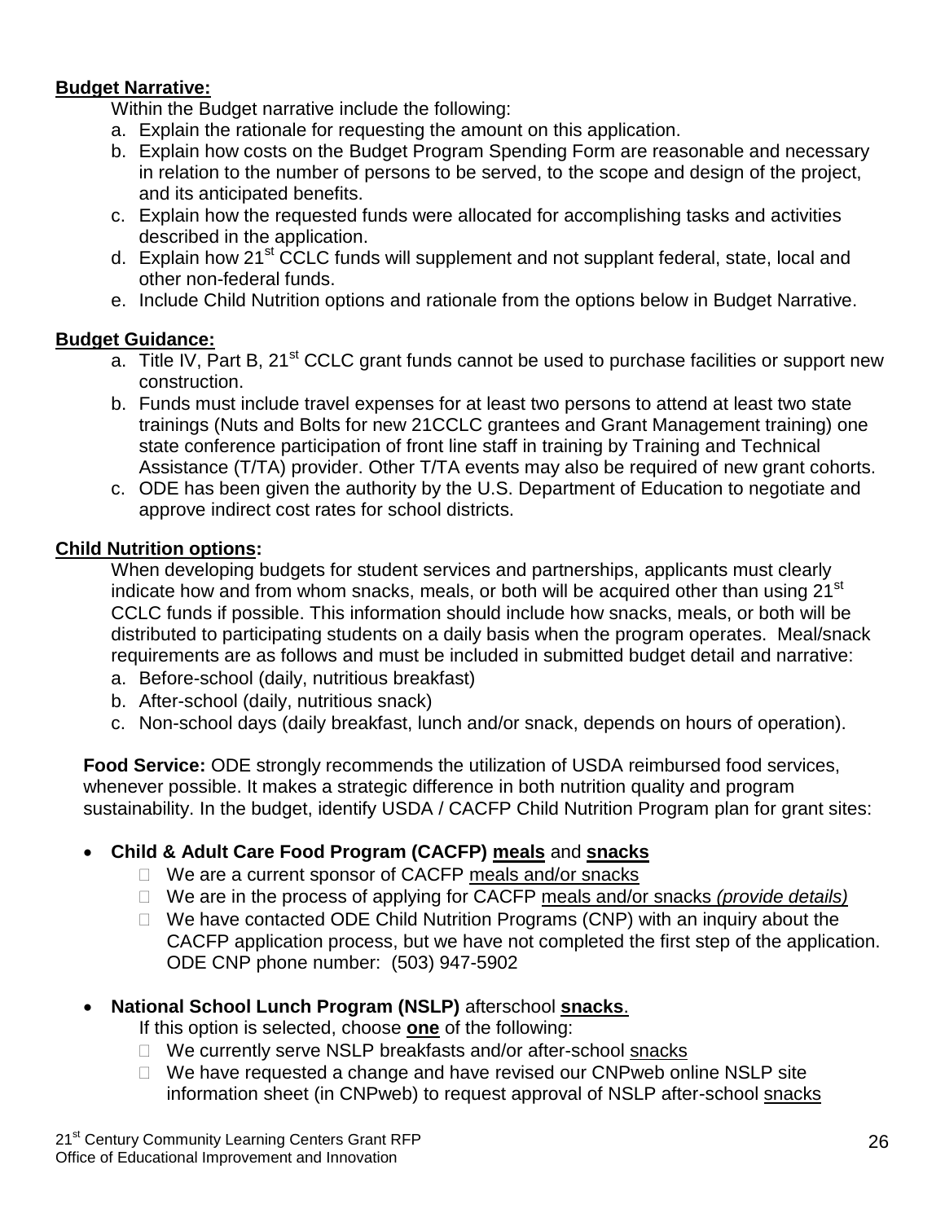**Budget Narrative:**

Within the Budget narrative include the following:

a. Explain the rationale for requesting the amount on this application.
b. Explain how costs on the Budget Program Spending Form are reasonable and necessary in relation to the number of persons to be served, to the scope and design of the project, and its anticipated benefits.
c. Explain how the requested funds were allocated for accomplishing tasks and activities described in the application.
d. Explain how 21st CCLC funds will supplement and not supplant federal, state, local and other non-federal funds.
e. Include Child Nutrition options and rationale from the options below in Budget Narrative.

**Budget Guidance:**

a. Title IV, Part B, 21st CCLC grant funds cannot be used to purchase facilities or support new construction.
b. Funds must include travel expenses for at least two persons to attend at least two state trainings (Nuts and Bolts for new 21CCLC grantees and Grant Management training) one state conference participation of front line staff in training by Training and Technical Assistance (T/TA) provider. Other T/TA events may also be required of new grant cohorts.
c. ODE has been given the authority by the U.S. Department of Education to negotiate and approve indirect cost rates for school districts.

**Child Nutrition options:**

When developing budgets for student services and partnerships, applicants must clearly indicate how and from whom snacks, meals, or both will be acquired other than using 21st CCLC funds if possible. This information should include how snacks, meals, or both will be distributed to participating students on a daily basis when the program operates. Meal/snack requirements are as follows and must be included in submitted budget detail and narrative:

a. Before-school (daily, nutritious breakfast)
b. After-school (daily, nutritious snack)
c. Non-school days (daily breakfast, lunch and/or snack, depends on hours of operation).

**Food Service:** ODE strongly recommends the utilization of USDA reimbursed food services, whenever possible. It makes a strategic difference in both nutrition quality and program sustainability. In the budget, identify USDA / CACFP Child Nutrition Program plan for grant sites:

- **Child & Adult Care Food Program (CACFP) meals** and **snacks**
  - ☐ We are a current sponsor of CACFP meals and/or snacks
  - ☐ We are in the process of applying for CACFP meals and/or snacks *(provide details)*
  - ☐ We have contacted ODE Child Nutrition Programs (CNP) with an inquiry about the CACFP application process, but we have not completed the first step of the application. ODE CNP phone number: (503) 947-5902

- **National School Lunch Program (NSLP)** afterschool **snacks**.

  If this option is selected, choose **one** of the following:
  - ☐ We currently serve NSLP breakfasts and/or after-school snacks
  - ☐ We have requested a change and have revised our CNPweb online NSLP site information sheet (in CNPweb) to request approval of NSLP after-school snacks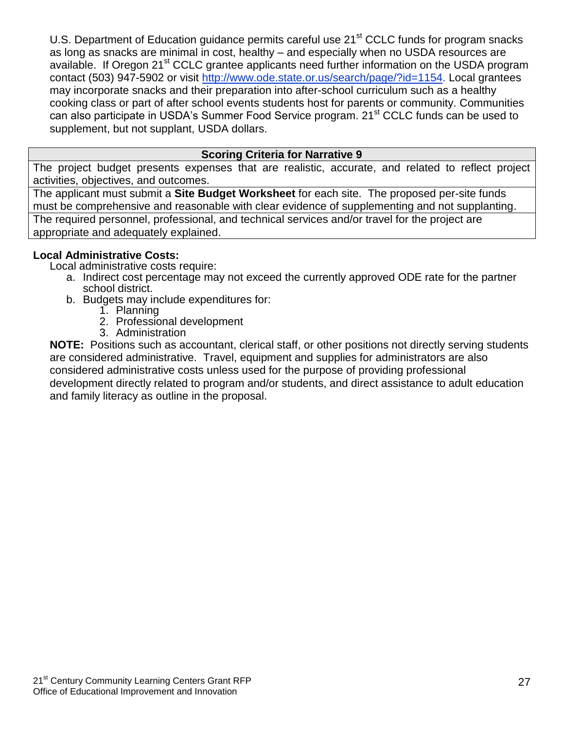U.S. Department of Education guidance permits careful use 21st CCLC funds for program snacks as long as snacks are minimal in cost, healthy – and especially when no USDA resources are available. If Oregon 21st CCLC grantee applicants need further information on the USDA program contact (503) 947-5902 or visit http://www.ode.state.or.us/search/page/?id=1154. Local grantees may incorporate snacks and their preparation into after-school curriculum such as a healthy cooking class or part of after school events students host for parents or community. Communities can also participate in USDA's Summer Food Service program. 21st CCLC funds can be used to supplement, but not supplant, USDA dollars.

| **Scoring Criteria for Narrative 9** |
| --- |
| The project budget presents expenses that are realistic, accurate, and related to reflect project activities, objectives, and outcomes. |
| The applicant must submit a **Site Budget Worksheet** for each site. The proposed per-site funds must be comprehensive and reasonable with clear evidence of supplementing and not supplanting. |
| The required personnel, professional, and technical services and/or travel for the project are appropriate and adequately explained. |

**Local Administrative Costs:**

Local administrative costs require:

a. Indirect cost percentage may not exceed the currently approved ODE rate for the partner school district.
b. Budgets may include expenditures for:
    1. Planning
    2. Professional development
    3. Administration

**NOTE:** Positions such as accountant, clerical staff, or other positions not directly serving students are considered administrative. Travel, equipment and supplies for administrators are also considered administrative costs unless used for the purpose of providing professional development directly related to program and/or students, and direct assistance to adult education and family literacy as outline in the proposal.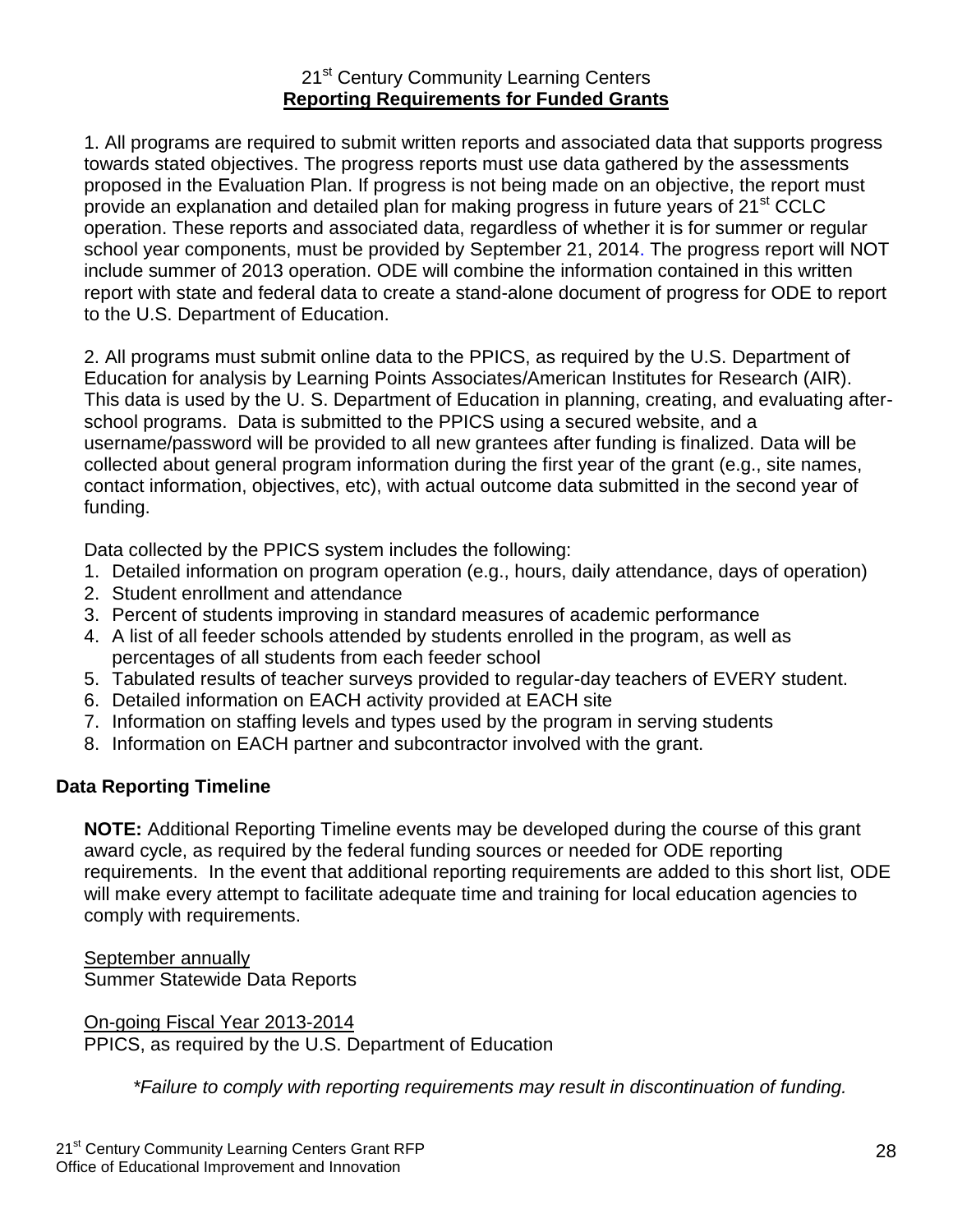21st Century Community Learning Centers

**Reporting Requirements for Funded Grants**

1. All programs are required to submit written reports and associated data that supports progress towards stated objectives. The progress reports must use data gathered by the assessments proposed in the Evaluation Plan. If progress is not being made on an objective, the report must provide an explanation and detailed plan for making progress in future years of 21st CCLC operation. These reports and associated data, regardless of whether it is for summer or regular school year components, must be provided by September 21, 2014. The progress report will NOT include summer of 2013 operation. ODE will combine the information contained in this written report with state and federal data to create a stand-alone document of progress for ODE to report to the U.S. Department of Education.

2. All programs must submit online data to the PPICS, as required by the U.S. Department of Education for analysis by Learning Points Associates/American Institutes for Research (AIR). This data is used by the U. S. Department of Education in planning, creating, and evaluating after-school programs. Data is submitted to the PPICS using a secured website, and a username/password will be provided to all new grantees after funding is finalized. Data will be collected about general program information during the first year of the grant (e.g., site names, contact information, objectives, etc), with actual outcome data submitted in the second year of funding.

Data collected by the PPICS system includes the following:

1. Detailed information on program operation (e.g., hours, daily attendance, days of operation)
2. Student enrollment and attendance
3. Percent of students improving in standard measures of academic performance
4. A list of all feeder schools attended by students enrolled in the program, as well as percentages of all students from each feeder school
5. Tabulated results of teacher surveys provided to regular-day teachers of EVERY student.
6. Detailed information on EACH activity provided at EACH site
7. Information on staffing levels and types used by the program in serving students
8. Information on EACH partner and subcontractor involved with the grant.

**Data Reporting Timeline**

**NOTE:** Additional Reporting Timeline events may be developed during the course of this grant award cycle, as required by the federal funding sources or needed for ODE reporting requirements. In the event that additional reporting requirements are added to this short list, ODE will make every attempt to facilitate adequate time and training for local education agencies to comply with requirements.

September annually
Summer Statewide Data Reports

On-going Fiscal Year 2013-2014
PPICS, as required by the U.S. Department of Education

*\*Failure to comply with reporting requirements may result in discontinuation of funding.*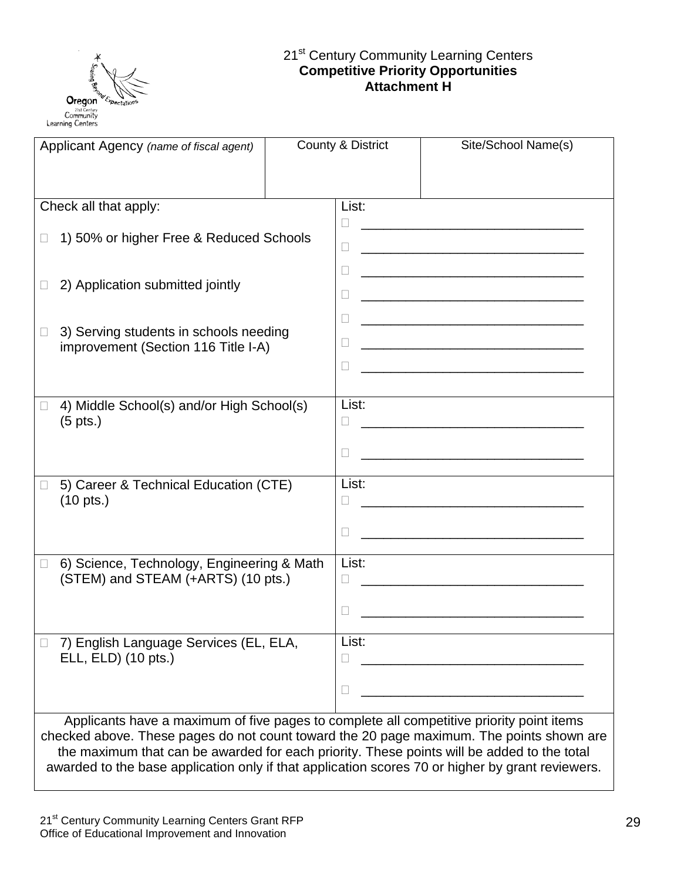# 21st Century Community Learning Centers
## Competitive Priority Opportunities
## Attachment H

| Applicant Agency *(name of fiscal agent)* | County & District | Site/School Name(s) |
|---|---|---|
| | | |

| Check all that apply: | List: |
|---|---|
| ☐ 1) 50% or higher Free & Reduced Schools<br><br>☐ 2) Application submitted jointly<br><br>☐ 3) Serving students in schools needing improvement (Section 116 Title I-A) | ☐ ______________________________<br>☐ ______________________________<br>☐ ______________________________<br>☐ ______________________________<br>☐ ______________________________<br>☐ ______________________________<br>☐ ______________________________ |
| ☐ 4) Middle School(s) and/or High School(s) (5 pts.) | List:<br>☐ ______________________________<br>☐ ______________________________ |
| ☐ 5) Career & Technical Education (CTE) (10 pts.) | List:<br>☐ ______________________________<br>☐ ______________________________ |
| ☐ 6) Science, Technology, Engineering & Math (STEM) and STEAM (+ARTS) (10 pts.) | List:<br>☐ ______________________________<br>☐ ______________________________ |
| ☐ 7) English Language Services (EL, ELA, ELL, ELD) (10 pts.) | List:<br>☐ ______________________________<br>☐ ______________________________ |

Applicants have a maximum of five pages to complete all competitive priority point items checked above. These pages do not count toward the 20 page maximum. The points shown are the maximum that can be awarded for each priority. These points will be added to the total awarded to the base application only if that application scores 70 or higher by grant reviewers.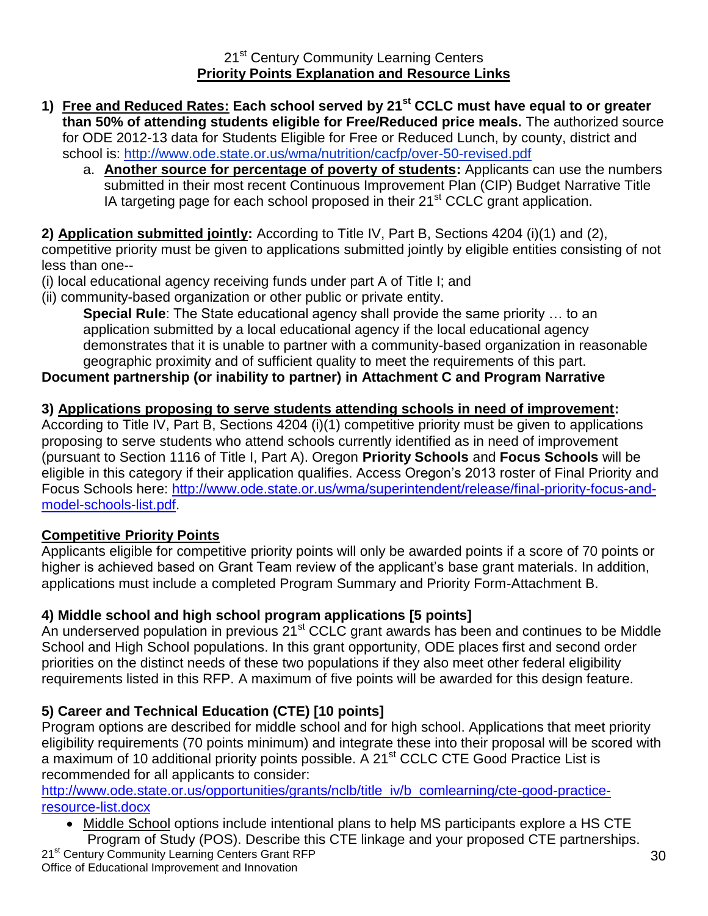## 21st Century Community Learning Centers
## Priority Points Explanation and Resource Links

1) **Free and Reduced Rates: Each school served by 21st CCLC must have equal to or greater than 50% of attending students eligible for Free/Reduced price meals.** The authorized source for ODE 2012-13 data for Students Eligible for Free or Reduced Lunch, by county, district and school is: http://www.ode.state.or.us/wma/nutrition/cacfp/over-50-revised.pdf
   a. **Another source for percentage of poverty of students:** Applicants can use the numbers submitted in their most recent Continuous Improvement Plan (CIP) Budget Narrative Title IA targeting page for each school proposed in their 21st CCLC grant application.

**2) Application submitted jointly:** According to Title IV, Part B, Sections 4204 (i)(1) and (2), competitive priority must be given to applications submitted jointly by eligible entities consisting of not less than one--

(i) local educational agency receiving funds under part A of Title I; and

(ii) community-based organization or other public or private entity.

> **Special Rule**: The State educational agency shall provide the same priority … to an application submitted by a local educational agency if the local educational agency demonstrates that it is unable to partner with a community-based organization in reasonable geographic proximity and of sufficient quality to meet the requirements of this part.

**Document partnership (or inability to partner) in Attachment C and Program Narrative**

**3) Applications proposing to serve students attending schools in need of improvement:** According to Title IV, Part B, Sections 4204 (i)(1) competitive priority must be given to applications proposing to serve students who attend schools currently identified as in need of improvement (pursuant to Section 1116 of Title I, Part A). Oregon **Priority Schools** and **Focus Schools** will be eligible in this category if their application qualifies. Access Oregon's 2013 roster of Final Priority and Focus Schools here: http://www.ode.state.or.us/wma/superintendent/release/final-priority-focus-and-model-schools-list.pdf.

### Competitive Priority Points

Applicants eligible for competitive priority points will only be awarded points if a score of 70 points or higher is achieved based on Grant Team review of the applicant's base grant materials. In addition, applications must include a completed Program Summary and Priority Form-Attachment B.

### 4) Middle school and high school program applications [5 points]

An underserved population in previous 21st CCLC grant awards has been and continues to be Middle School and High School populations. In this grant opportunity, ODE places first and second order priorities on the distinct needs of these two populations if they also meet other federal eligibility requirements listed in this RFP. A maximum of five points will be awarded for this design feature.

### 5) Career and Technical Education (CTE) [10 points]

Program options are described for middle school and for high school. Applications that meet priority eligibility requirements (70 points minimum) and integrate these into their proposal will be scored with a maximum of 10 additional priority points possible. A 21st CCLC CTE Good Practice List is recommended for all applicants to consider:
http://www.ode.state.or.us/opportunities/grants/nclb/title_iv/b_comlearning/cte-good-practice-resource-list.docx

- Middle School options include intentional plans to help MS participants explore a HS CTE Program of Study (POS). Describe this CTE linkage and your proposed CTE partnerships.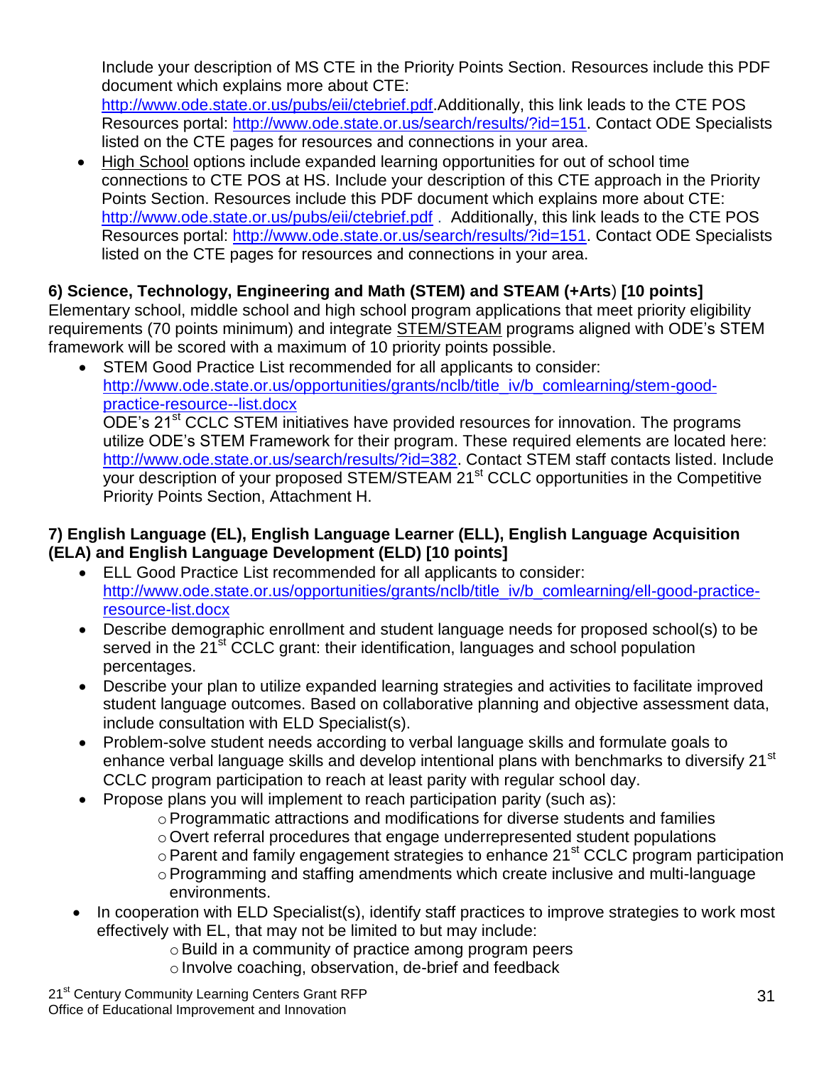Include your description of MS CTE in the Priority Points Section. Resources include this PDF document which explains more about CTE: http://www.ode.state.or.us/pubs/eii/ctebrief.pdf.Additionally, this link leads to the CTE POS Resources portal: http://www.ode.state.or.us/search/results/?id=151. Contact ODE Specialists listed on the CTE pages for resources and connections in your area.

- High School options include expanded learning opportunities for out of school time connections to CTE POS at HS. Include your description of this CTE approach in the Priority Points Section. Resources include this PDF document which explains more about CTE: http://www.ode.state.or.us/pubs/eii/ctebrief.pdf . Additionally, this link leads to the CTE POS Resources portal: http://www.ode.state.or.us/search/results/?id=151. Contact ODE Specialists listed on the CTE pages for resources and connections in your area.

**6) Science, Technology, Engineering and Math (STEM) and STEAM (+Arts) [10 points]**

Elementary school, middle school and high school program applications that meet priority eligibility requirements (70 points minimum) and integrate STEM/STEAM programs aligned with ODE's STEM framework will be scored with a maximum of 10 priority points possible.

- STEM Good Practice List recommended for all applicants to consider: http://www.ode.state.or.us/opportunities/grants/nclb/title_iv/b_comlearning/stem-good-practice-resource--list.docx
  ODE's 21st CCLC STEM initiatives have provided resources for innovation. The programs utilize ODE's STEM Framework for their program. These required elements are located here: http://www.ode.state.or.us/search/results/?id=382. Contact STEM staff contacts listed. Include your description of your proposed STEM/STEAM 21st CCLC opportunities in the Competitive Priority Points Section, Attachment H.

**7) English Language (EL), English Language Learner (ELL), English Language Acquisition (ELA) and English Language Development (ELD) [10 points]**

- ELL Good Practice List recommended for all applicants to consider: http://www.ode.state.or.us/opportunities/grants/nclb/title_iv/b_comlearning/ell-good-practice-resource-list.docx
- Describe demographic enrollment and student language needs for proposed school(s) to be served in the 21st CCLC grant: their identification, languages and school population percentages.
- Describe your plan to utilize expanded learning strategies and activities to facilitate improved student language outcomes. Based on collaborative planning and objective assessment data, include consultation with ELD Specialist(s).
- Problem-solve student needs according to verbal language skills and formulate goals to enhance verbal language skills and develop intentional plans with benchmarks to diversify 21st CCLC program participation to reach at least parity with regular school day.
- Propose plans you will implement to reach participation parity (such as):
  - Programmatic attractions and modifications for diverse students and families
  - Overt referral procedures that engage underrepresented student populations
  - Parent and family engagement strategies to enhance 21st CCLC program participation
  - Programming and staffing amendments which create inclusive and multi-language environments.
- In cooperation with ELD Specialist(s), identify staff practices to improve strategies to work most effectively with EL, that may not be limited to but may include:
  - Build in a community of practice among program peers
  - Involve coaching, observation, de-brief and feedback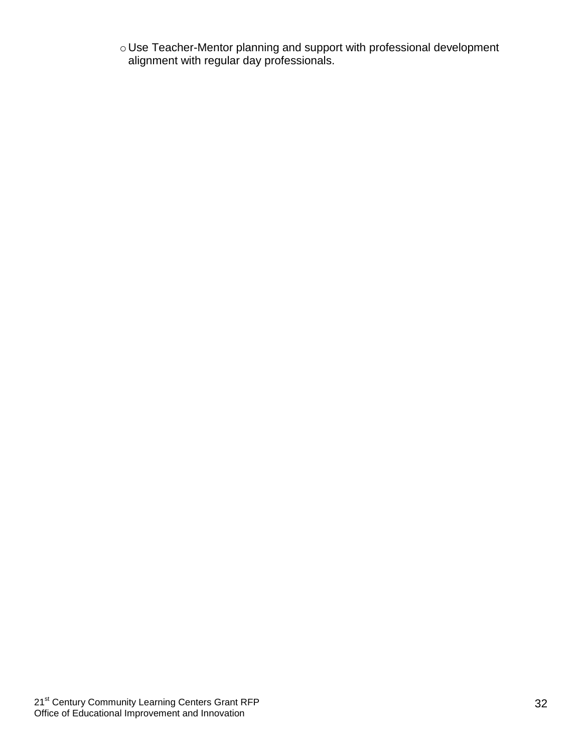- Use Teacher-Mentor planning and support with professional development alignment with regular day professionals.